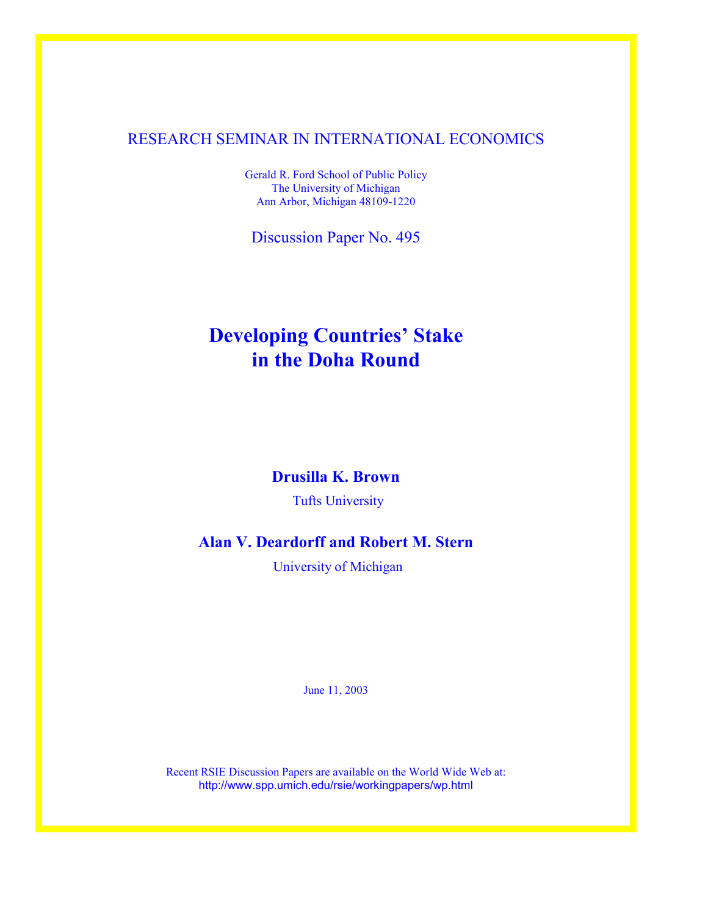RESEARCH SEMINAR IN INTERNATIONAL ECONOMICS

Gerald R. Ford School of Public Policy
The University of Michigan
Ann Arbor, Michigan 48109-1220

Discussion Paper No. 495

# Developing Countries' Stake in the Doha Round

**Drusilla K. Brown**

Tufts University

**Alan V. Deardorff and Robert M. Stern**

University of Michigan

June 11, 2003

Recent RSIE Discussion Papers are available on the World Wide Web at:
http://www.spp.umich.edu/rsie/workingpapers/wp.html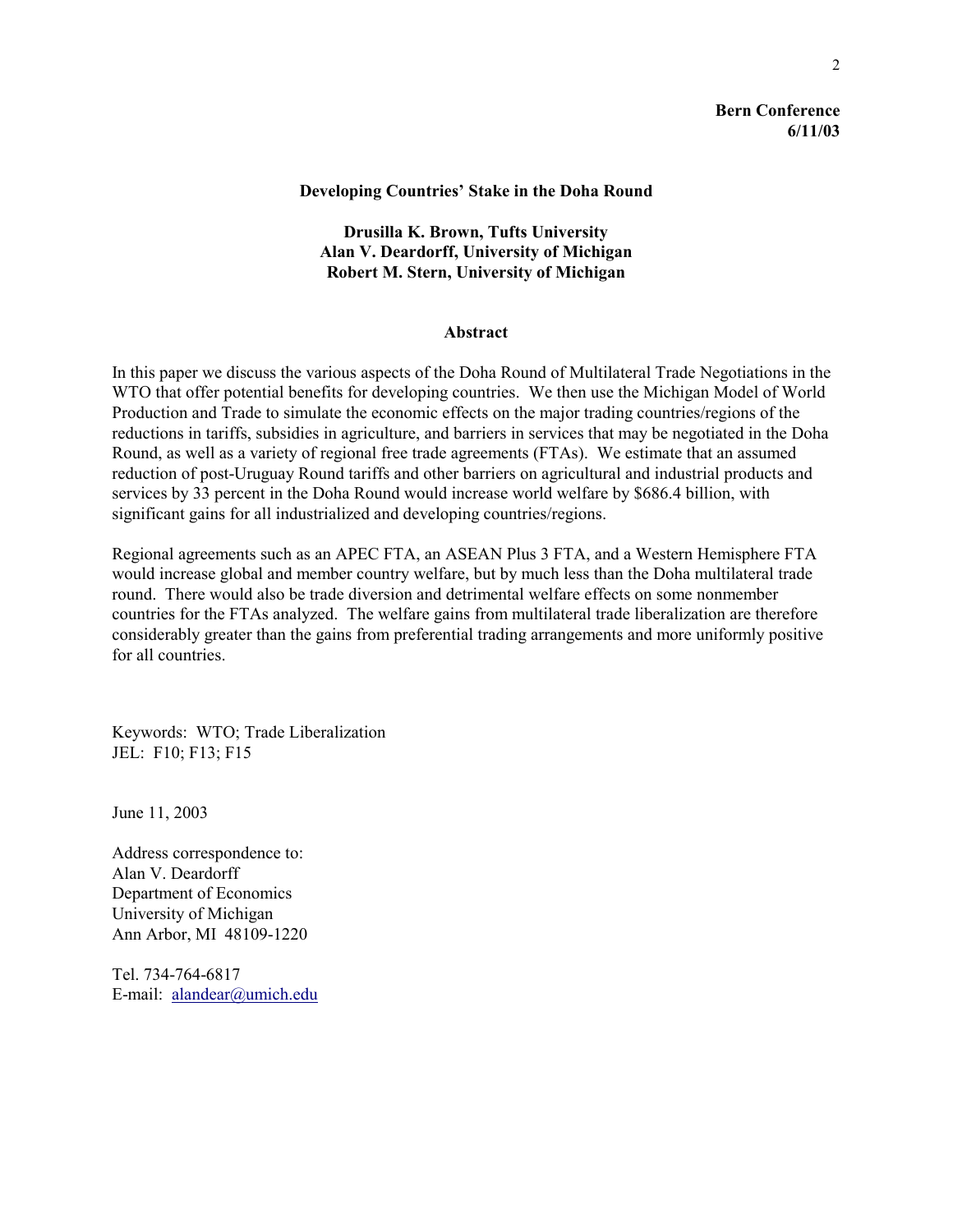**Bern Conference**
**6/11/03**

# Developing Countries' Stake in the Doha Round

**Drusilla K. Brown, Tufts University**
**Alan V. Deardorff, University of Michigan**
**Robert M. Stern, University of Michigan**

## Abstract

In this paper we discuss the various aspects of the Doha Round of Multilateral Trade Negotiations in the WTO that offer potential benefits for developing countries. We then use the Michigan Model of World Production and Trade to simulate the economic effects on the major trading countries/regions of the reductions in tariffs, subsidies in agriculture, and barriers in services that may be negotiated in the Doha Round, as well as a variety of regional free trade agreements (FTAs). We estimate that an assumed reduction of post-Uruguay Round tariffs and other barriers on agricultural and industrial products and services by 33 percent in the Doha Round would increase world welfare by $686.4 billion, with significant gains for all industrialized and developing countries/regions.

Regional agreements such as an APEC FTA, an ASEAN Plus 3 FTA, and a Western Hemisphere FTA would increase global and member country welfare, but by much less than the Doha multilateral trade round. There would also be trade diversion and detrimental welfare effects on some nonmember countries for the FTAs analyzed. The welfare gains from multilateral trade liberalization are therefore considerably greater than the gains from preferential trading arrangements and more uniformly positive for all countries.

Keywords: WTO; Trade Liberalization
JEL: F10; F13; F15

June 11, 2003

Address correspondence to:
Alan V. Deardorff
Department of Economics
University of Michigan
Ann Arbor, MI 48109-1220

Tel. 734-764-6817
E-mail: alandear@umich.edu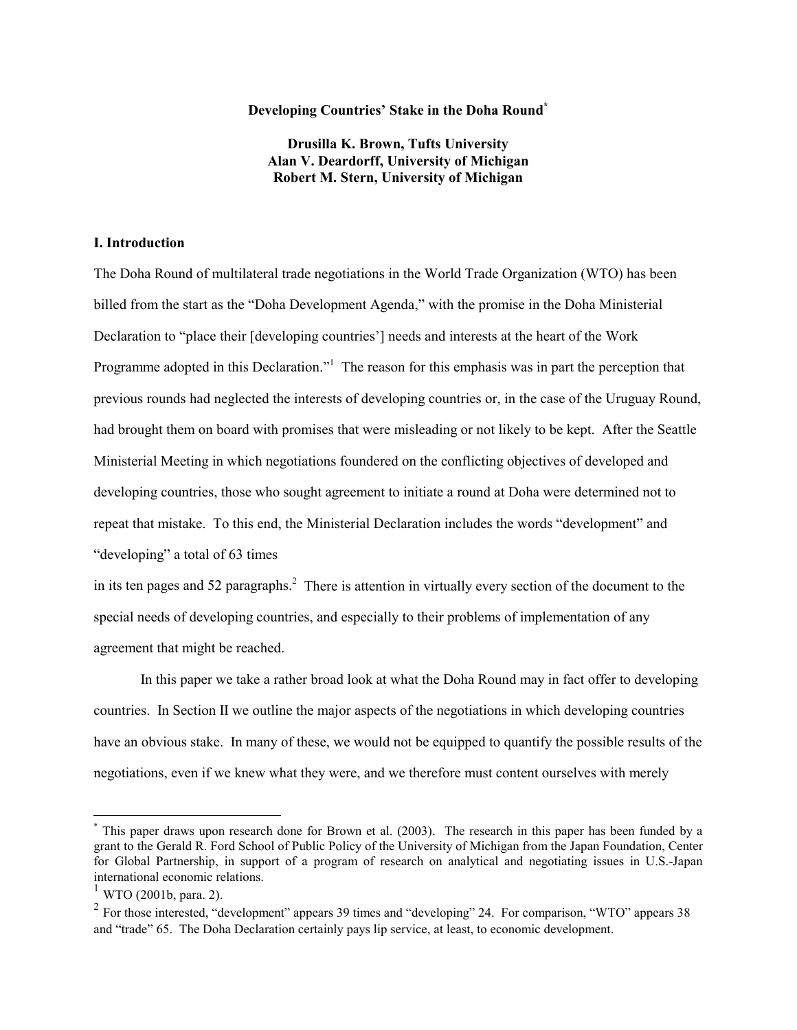**Developing Countries' Stake in the Doha Round**[*]

**Drusilla K. Brown, Tufts University**
**Alan V. Deardorff, University of Michigan**
**Robert M. Stern, University of Michigan**

## I. Introduction

The Doha Round of multilateral trade negotiations in the World Trade Organization (WTO) has been billed from the start as the "Doha Development Agenda," with the promise in the Doha Ministerial Declaration to "place their [developing countries'] needs and interests at the heart of the Work Programme adopted in this Declaration."[1] The reason for this emphasis was in part the perception that previous rounds had neglected the interests of developing countries or, in the case of the Uruguay Round, had brought them on board with promises that were misleading or not likely to be kept. After the Seattle Ministerial Meeting in which negotiations foundered on the conflicting objectives of developed and developing countries, those who sought agreement to initiate a round at Doha were determined not to repeat that mistake. To this end, the Ministerial Declaration includes the words "development" and "developing" a total of 63 times in its ten pages and 52 paragraphs.[2] There is attention in virtually every section of the document to the special needs of developing countries, and especially to their problems of implementation of any agreement that might be reached.

In this paper we take a rather broad look at what the Doha Round may in fact offer to developing countries. In Section II we outline the major aspects of the negotiations in which developing countries have an obvious stake. In many of these, we would not be equipped to quantify the possible results of the negotiations, even if we knew what they were, and we therefore must content ourselves with merely

---

[*] This paper draws upon research done for Brown et al. (2003). The research in this paper has been funded by a grant to the Gerald R. Ford School of Public Policy of the University of Michigan from the Japan Foundation, Center for Global Partnership, in support of a program of research on analytical and negotiating issues in U.S.-Japan international economic relations.

[1] WTO (2001b, para. 2).

[2] For those interested, "development" appears 39 times and "developing" 24. For comparison, "WTO" appears 38 and "trade" 65. The Doha Declaration certainly pays lip service, at least, to economic development.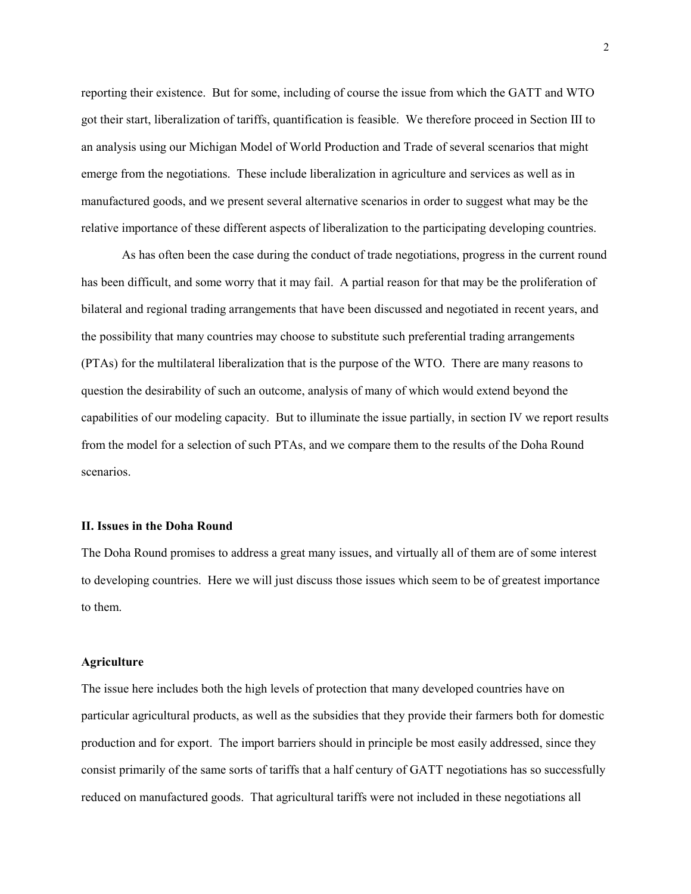reporting their existence. But for some, including of course the issue from which the GATT and WTO got their start, liberalization of tariffs, quantification is feasible. We therefore proceed in Section III to an analysis using our Michigan Model of World Production and Trade of several scenarios that might emerge from the negotiations. These include liberalization in agriculture and services as well as in manufactured goods, and we present several alternative scenarios in order to suggest what may be the relative importance of these different aspects of liberalization to the participating developing countries.

As has often been the case during the conduct of trade negotiations, progress in the current round has been difficult, and some worry that it may fail. A partial reason for that may be the proliferation of bilateral and regional trading arrangements that have been discussed and negotiated in recent years, and the possibility that many countries may choose to substitute such preferential trading arrangements (PTAs) for the multilateral liberalization that is the purpose of the WTO. There are many reasons to question the desirability of such an outcome, analysis of many of which would extend beyond the capabilities of our modeling capacity. But to illuminate the issue partially, in section IV we report results from the model for a selection of such PTAs, and we compare them to the results of the Doha Round scenarios.

## II. Issues in the Doha Round

The Doha Round promises to address a great many issues, and virtually all of them are of some interest to developing countries. Here we will just discuss those issues which seem to be of greatest importance to them.

### Agriculture

The issue here includes both the high levels of protection that many developed countries have on particular agricultural products, as well as the subsidies that they provide their farmers both for domestic production and for export. The import barriers should in principle be most easily addressed, since they consist primarily of the same sorts of tariffs that a half century of GATT negotiations has so successfully reduced on manufactured goods. That agricultural tariffs were not included in these negotiations all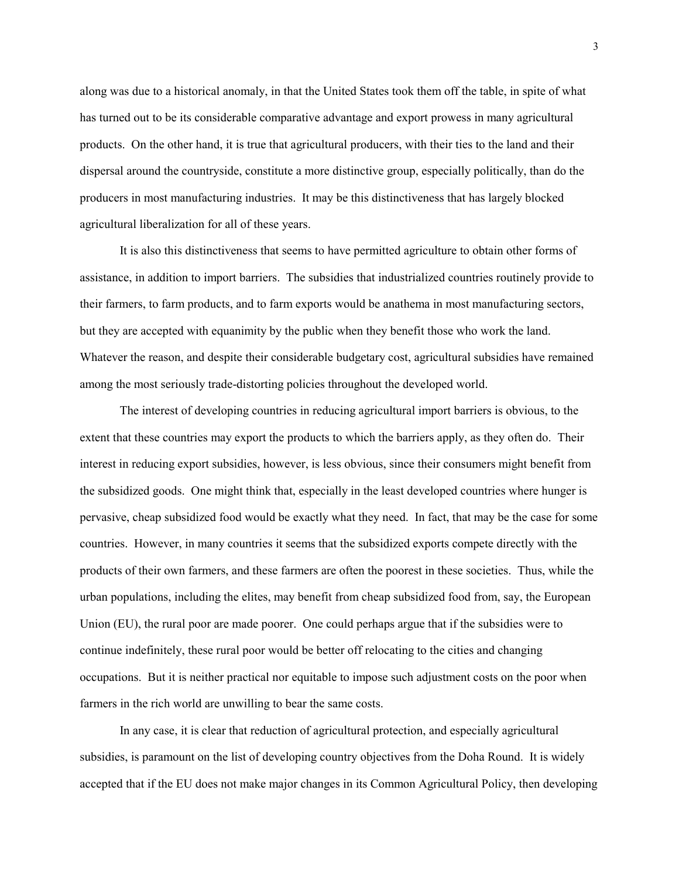along was due to a historical anomaly, in that the United States took them off the table, in spite of what has turned out to be its considerable comparative advantage and export prowess in many agricultural products. On the other hand, it is true that agricultural producers, with their ties to the land and their dispersal around the countryside, constitute a more distinctive group, especially politically, than do the producers in most manufacturing industries. It may be this distinctiveness that has largely blocked agricultural liberalization for all of these years.

It is also this distinctiveness that seems to have permitted agriculture to obtain other forms of assistance, in addition to import barriers. The subsidies that industrialized countries routinely provide to their farmers, to farm products, and to farm exports would be anathema in most manufacturing sectors, but they are accepted with equanimity by the public when they benefit those who work the land. Whatever the reason, and despite their considerable budgetary cost, agricultural subsidies have remained among the most seriously trade-distorting policies throughout the developed world.

The interest of developing countries in reducing agricultural import barriers is obvious, to the extent that these countries may export the products to which the barriers apply, as they often do. Their interest in reducing export subsidies, however, is less obvious, since their consumers might benefit from the subsidized goods. One might think that, especially in the least developed countries where hunger is pervasive, cheap subsidized food would be exactly what they need. In fact, that may be the case for some countries. However, in many countries it seems that the subsidized exports compete directly with the products of their own farmers, and these farmers are often the poorest in these societies. Thus, while the urban populations, including the elites, may benefit from cheap subsidized food from, say, the European Union (EU), the rural poor are made poorer. One could perhaps argue that if the subsidies were to continue indefinitely, these rural poor would be better off relocating to the cities and changing occupations. But it is neither practical nor equitable to impose such adjustment costs on the poor when farmers in the rich world are unwilling to bear the same costs.

In any case, it is clear that reduction of agricultural protection, and especially agricultural subsidies, is paramount on the list of developing country objectives from the Doha Round. It is widely accepted that if the EU does not make major changes in its Common Agricultural Policy, then developing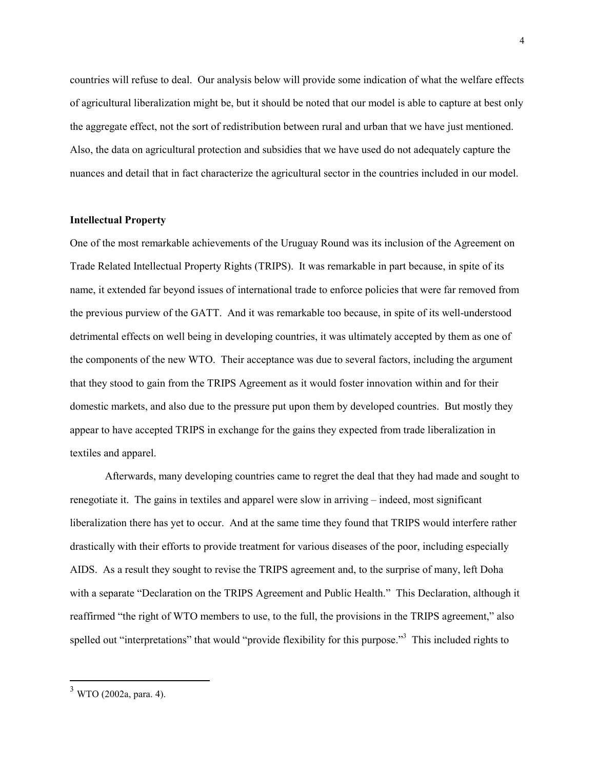countries will refuse to deal. Our analysis below will provide some indication of what the welfare effects of agricultural liberalization might be, but it should be noted that our model is able to capture at best only the aggregate effect, not the sort of redistribution between rural and urban that we have just mentioned. Also, the data on agricultural protection and subsidies that we have used do not adequately capture the nuances and detail that in fact characterize the agricultural sector in the countries included in our model.

**Intellectual Property**

One of the most remarkable achievements of the Uruguay Round was its inclusion of the Agreement on Trade Related Intellectual Property Rights (TRIPS). It was remarkable in part because, in spite of its name, it extended far beyond issues of international trade to enforce policies that were far removed from the previous purview of the GATT. And it was remarkable too because, in spite of its well-understood detrimental effects on well being in developing countries, it was ultimately accepted by them as one of the components of the new WTO. Their acceptance was due to several factors, including the argument that they stood to gain from the TRIPS Agreement as it would foster innovation within and for their domestic markets, and also due to the pressure put upon them by developed countries. But mostly they appear to have accepted TRIPS in exchange for the gains they expected from trade liberalization in textiles and apparel.

Afterwards, many developing countries came to regret the deal that they had made and sought to renegotiate it. The gains in textiles and apparel were slow in arriving – indeed, most significant liberalization there has yet to occur. And at the same time they found that TRIPS would interfere rather drastically with their efforts to provide treatment for various diseases of the poor, including especially AIDS. As a result they sought to revise the TRIPS agreement and, to the surprise of many, left Doha with a separate "Declaration on the TRIPS Agreement and Public Health." This Declaration, although it reaffirmed "the right of WTO members to use, to the full, the provisions in the TRIPS agreement," also spelled out "interpretations" that would "provide flexibility for this purpose."[3] This included rights to

[3] WTO (2002a, para. 4).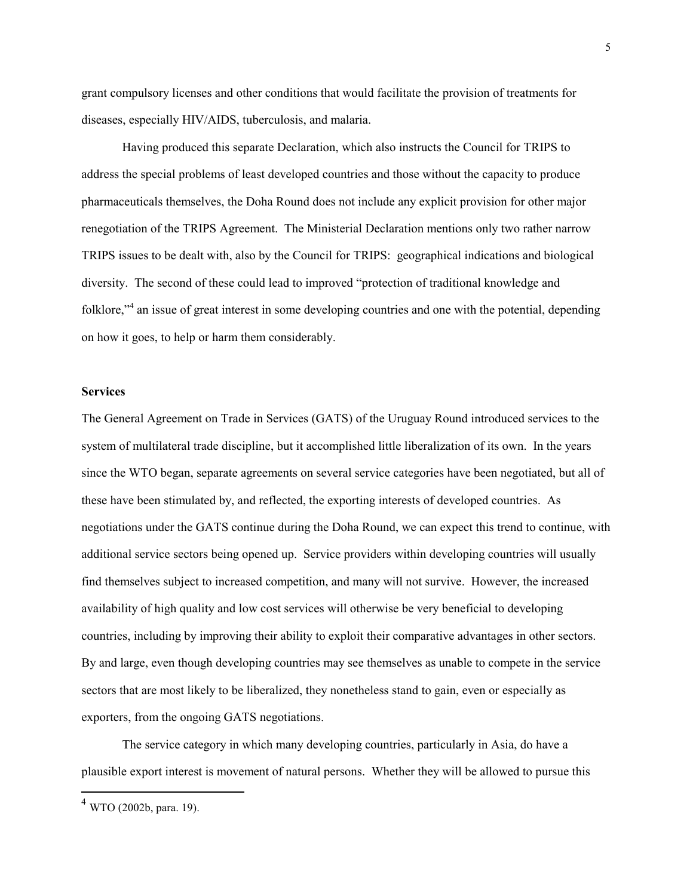grant compulsory licenses and other conditions that would facilitate the provision of treatments for diseases, especially HIV/AIDS, tuberculosis, and malaria.

Having produced this separate Declaration, which also instructs the Council for TRIPS to address the special problems of least developed countries and those without the capacity to produce pharmaceuticals themselves, the Doha Round does not include any explicit provision for other major renegotiation of the TRIPS Agreement. The Ministerial Declaration mentions only two rather narrow TRIPS issues to be dealt with, also by the Council for TRIPS: geographical indications and biological diversity. The second of these could lead to improved "protection of traditional knowledge and folklore,"[4] an issue of great interest in some developing countries and one with the potential, depending on how it goes, to help or harm them considerably.

**Services**

The General Agreement on Trade in Services (GATS) of the Uruguay Round introduced services to the system of multilateral trade discipline, but it accomplished little liberalization of its own. In the years since the WTO began, separate agreements on several service categories have been negotiated, but all of these have been stimulated by, and reflected, the exporting interests of developed countries. As negotiations under the GATS continue during the Doha Round, we can expect this trend to continue, with additional service sectors being opened up. Service providers within developing countries will usually find themselves subject to increased competition, and many will not survive. However, the increased availability of high quality and low cost services will otherwise be very beneficial to developing countries, including by improving their ability to exploit their comparative advantages in other sectors. By and large, even though developing countries may see themselves as unable to compete in the service sectors that are most likely to be liberalized, they nonetheless stand to gain, even or especially as exporters, from the ongoing GATS negotiations.

The service category in which many developing countries, particularly in Asia, do have a plausible export interest is movement of natural persons. Whether they will be allowed to pursue this

---

[4] WTO (2002b, para. 19).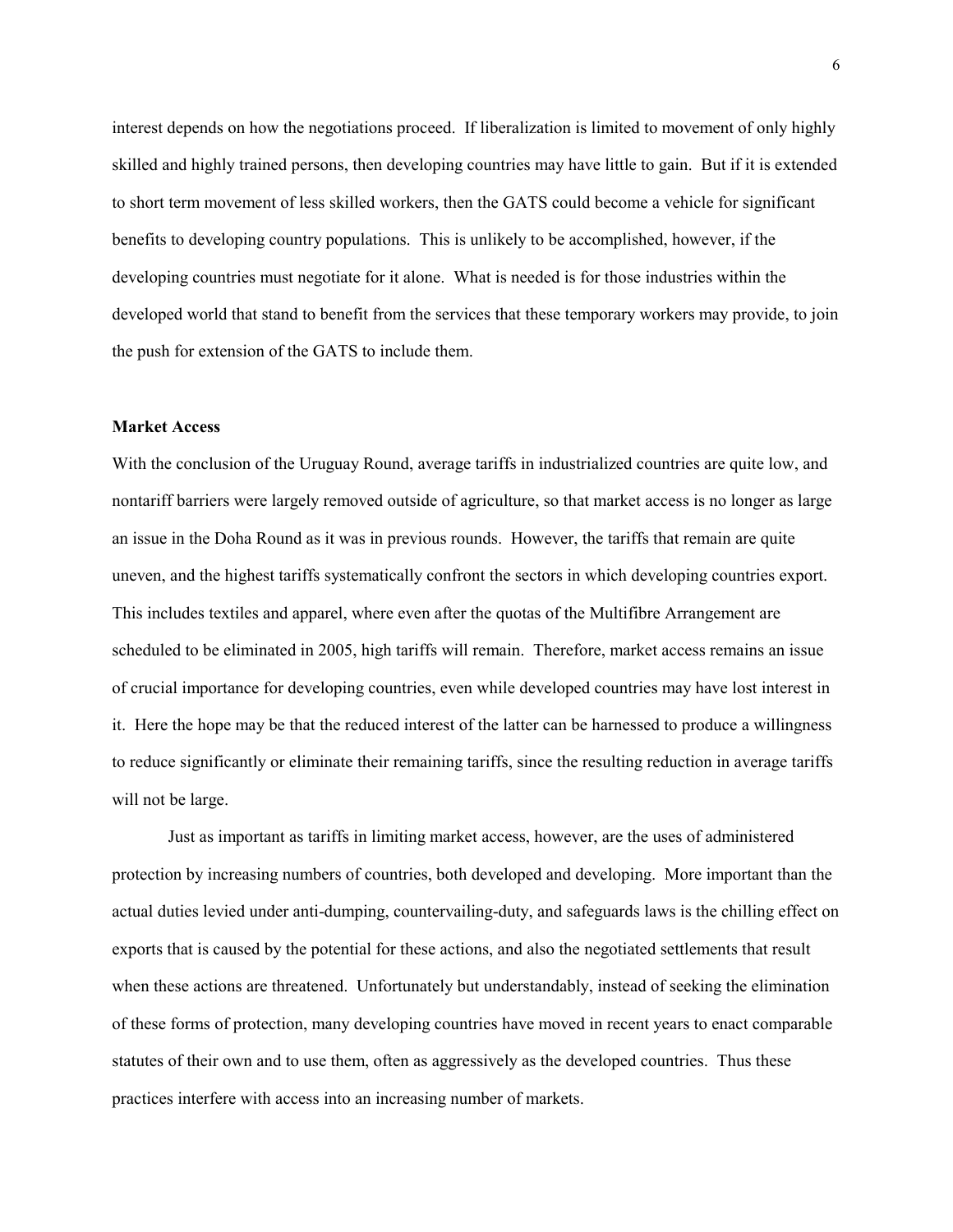interest depends on how the negotiations proceed. If liberalization is limited to movement of only highly skilled and highly trained persons, then developing countries may have little to gain. But if it is extended to short term movement of less skilled workers, then the GATS could become a vehicle for significant benefits to developing country populations. This is unlikely to be accomplished, however, if the developing countries must negotiate for it alone. What is needed is for those industries within the developed world that stand to benefit from the services that these temporary workers may provide, to join the push for extension of the GATS to include them.

**Market Access**

With the conclusion of the Uruguay Round, average tariffs in industrialized countries are quite low, and nontariff barriers were largely removed outside of agriculture, so that market access is no longer as large an issue in the Doha Round as it was in previous rounds. However, the tariffs that remain are quite uneven, and the highest tariffs systematically confront the sectors in which developing countries export. This includes textiles and apparel, where even after the quotas of the Multifibre Arrangement are scheduled to be eliminated in 2005, high tariffs will remain. Therefore, market access remains an issue of crucial importance for developing countries, even while developed countries may have lost interest in it. Here the hope may be that the reduced interest of the latter can be harnessed to produce a willingness to reduce significantly or eliminate their remaining tariffs, since the resulting reduction in average tariffs will not be large.

Just as important as tariffs in limiting market access, however, are the uses of administered protection by increasing numbers of countries, both developed and developing. More important than the actual duties levied under anti-dumping, countervailing-duty, and safeguards laws is the chilling effect on exports that is caused by the potential for these actions, and also the negotiated settlements that result when these actions are threatened. Unfortunately but understandably, instead of seeking the elimination of these forms of protection, many developing countries have moved in recent years to enact comparable statutes of their own and to use them, often as aggressively as the developed countries. Thus these practices interfere with access into an increasing number of markets.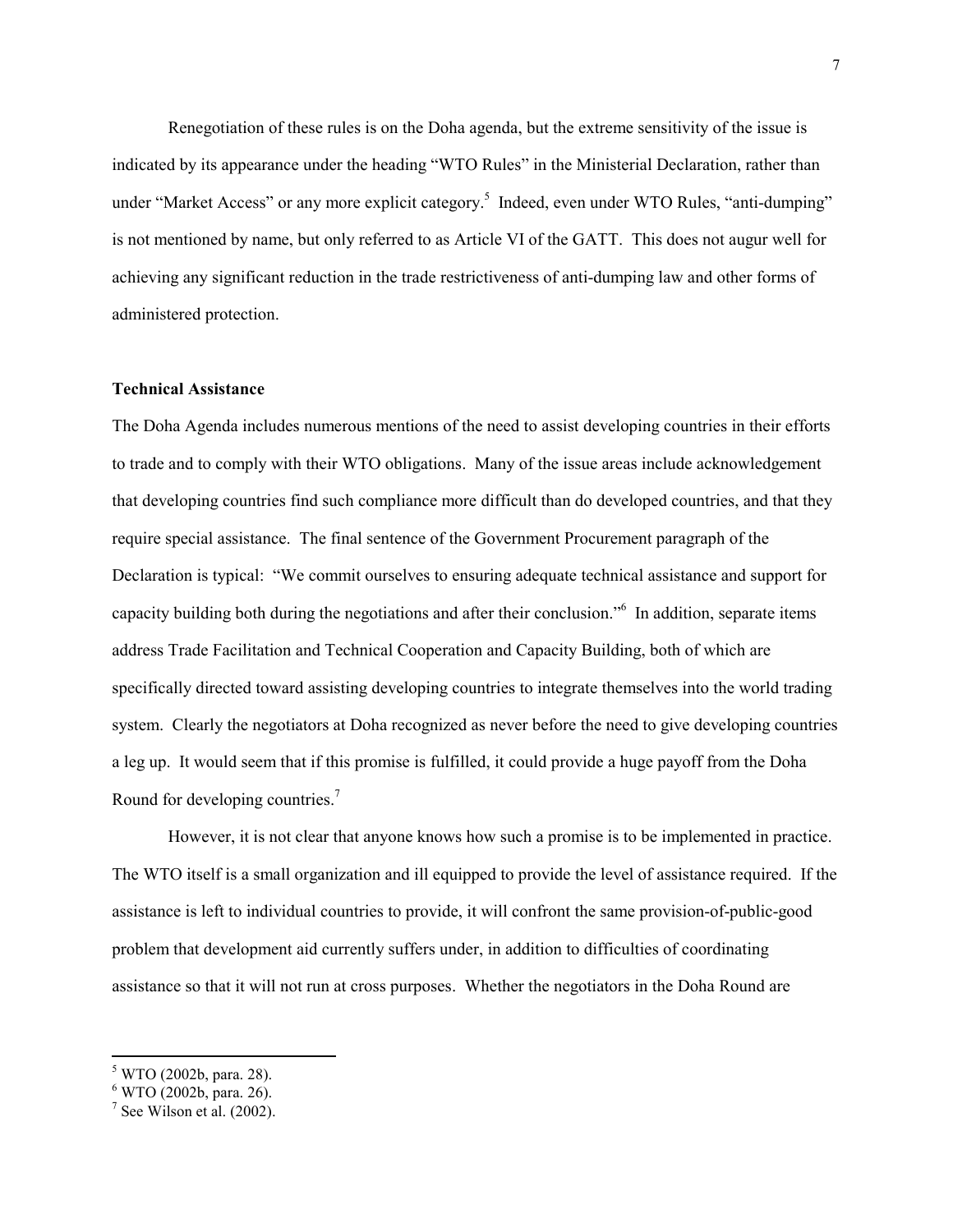Renegotiation of these rules is on the Doha agenda, but the extreme sensitivity of the issue is indicated by its appearance under the heading "WTO Rules" in the Ministerial Declaration, rather than under "Market Access" or any more explicit category.[5] Indeed, even under WTO Rules, "anti-dumping" is not mentioned by name, but only referred to as Article VI of the GATT. This does not augur well for achieving any significant reduction in the trade restrictiveness of anti-dumping law and other forms of administered protection.

**Technical Assistance**

The Doha Agenda includes numerous mentions of the need to assist developing countries in their efforts to trade and to comply with their WTO obligations. Many of the issue areas include acknowledgement that developing countries find such compliance more difficult than do developed countries, and that they require special assistance. The final sentence of the Government Procurement paragraph of the Declaration is typical: "We commit ourselves to ensuring adequate technical assistance and support for capacity building both during the negotiations and after their conclusion."[6] In addition, separate items address Trade Facilitation and Technical Cooperation and Capacity Building, both of which are specifically directed toward assisting developing countries to integrate themselves into the world trading system. Clearly the negotiators at Doha recognized as never before the need to give developing countries a leg up. It would seem that if this promise is fulfilled, it could provide a huge payoff from the Doha Round for developing countries.[7]

However, it is not clear that anyone knows how such a promise is to be implemented in practice. The WTO itself is a small organization and ill equipped to provide the level of assistance required. If the assistance is left to individual countries to provide, it will confront the same provision-of-public-good problem that development aid currently suffers under, in addition to difficulties of coordinating assistance so that it will not run at cross purposes. Whether the negotiators in the Doha Round are

[5] WTO (2002b, para. 28).
[6] WTO (2002b, para. 26).
[7] See Wilson et al. (2002).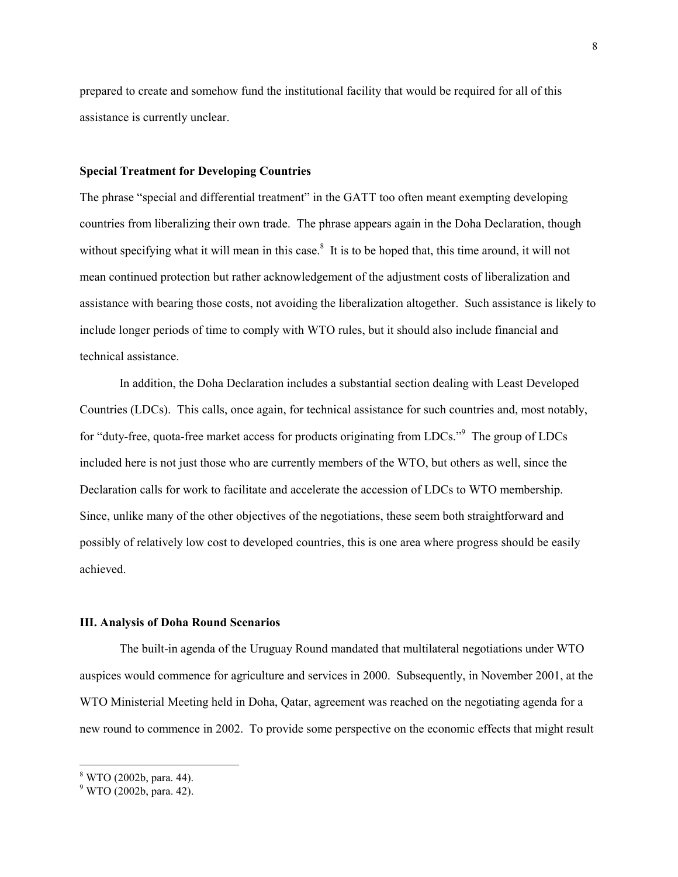prepared to create and somehow fund the institutional facility that would be required for all of this assistance is currently unclear.

### Special Treatment for Developing Countries

The phrase "special and differential treatment" in the GATT too often meant exempting developing countries from liberalizing their own trade. The phrase appears again in the Doha Declaration, though without specifying what it will mean in this case.[8] It is to be hoped that, this time around, it will not mean continued protection but rather acknowledgement of the adjustment costs of liberalization and assistance with bearing those costs, not avoiding the liberalization altogether. Such assistance is likely to include longer periods of time to comply with WTO rules, but it should also include financial and technical assistance.

In addition, the Doha Declaration includes a substantial section dealing with Least Developed Countries (LDCs). This calls, once again, for technical assistance for such countries and, most notably, for "duty-free, quota-free market access for products originating from LDCs."[9] The group of LDCs included here is not just those who are currently members of the WTO, but others as well, since the Declaration calls for work to facilitate and accelerate the accession of LDCs to WTO membership. Since, unlike many of the other objectives of the negotiations, these seem both straightforward and possibly of relatively low cost to developed countries, this is one area where progress should be easily achieved.

## III. Analysis of Doha Round Scenarios

The built-in agenda of the Uruguay Round mandated that multilateral negotiations under WTO auspices would commence for agriculture and services in 2000. Subsequently, in November 2001, at the WTO Ministerial Meeting held in Doha, Qatar, agreement was reached on the negotiating agenda for a new round to commence in 2002. To provide some perspective on the economic effects that might result

[8] WTO (2002b, para. 44).

[9] WTO (2002b, para. 42).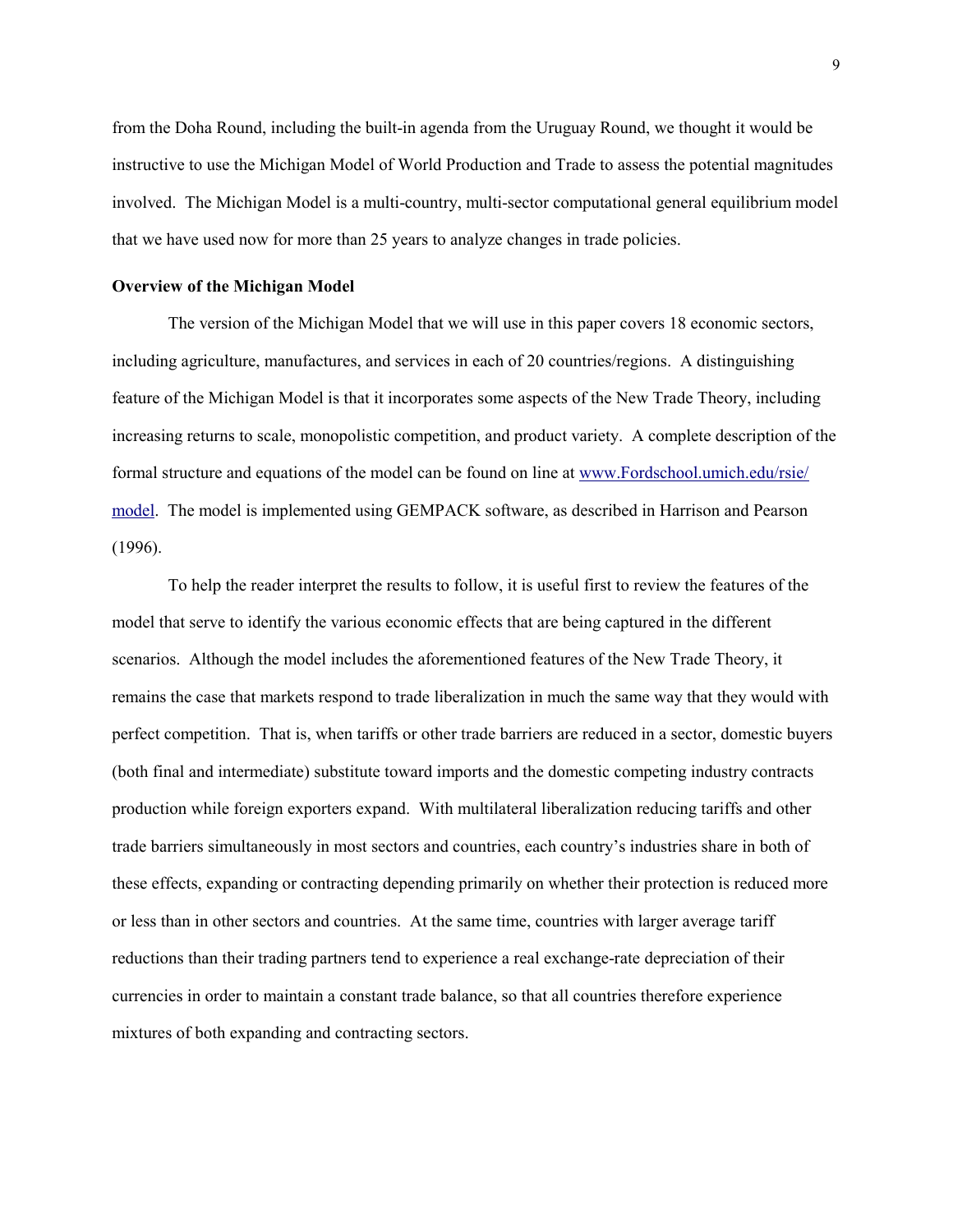from the Doha Round, including the built-in agenda from the Uruguay Round, we thought it would be instructive to use the Michigan Model of World Production and Trade to assess the potential magnitudes involved. The Michigan Model is a multi-country, multi-sector computational general equilibrium model that we have used now for more than 25 years to analyze changes in trade policies.

**Overview of the Michigan Model**

The version of the Michigan Model that we will use in this paper covers 18 economic sectors, including agriculture, manufactures, and services in each of 20 countries/regions. A distinguishing feature of the Michigan Model is that it incorporates some aspects of the New Trade Theory, including increasing returns to scale, monopolistic competition, and product variety. A complete description of the formal structure and equations of the model can be found on line at www.Fordschool.umich.edu/rsie/model. The model is implemented using GEMPACK software, as described in Harrison and Pearson (1996).

To help the reader interpret the results to follow, it is useful first to review the features of the model that serve to identify the various economic effects that are being captured in the different scenarios. Although the model includes the aforementioned features of the New Trade Theory, it remains the case that markets respond to trade liberalization in much the same way that they would with perfect competition. That is, when tariffs or other trade barriers are reduced in a sector, domestic buyers (both final and intermediate) substitute toward imports and the domestic competing industry contracts production while foreign exporters expand. With multilateral liberalization reducing tariffs and other trade barriers simultaneously in most sectors and countries, each country's industries share in both of these effects, expanding or contracting depending primarily on whether their protection is reduced more or less than in other sectors and countries. At the same time, countries with larger average tariff reductions than their trading partners tend to experience a real exchange-rate depreciation of their currencies in order to maintain a constant trade balance, so that all countries therefore experience mixtures of both expanding and contracting sectors.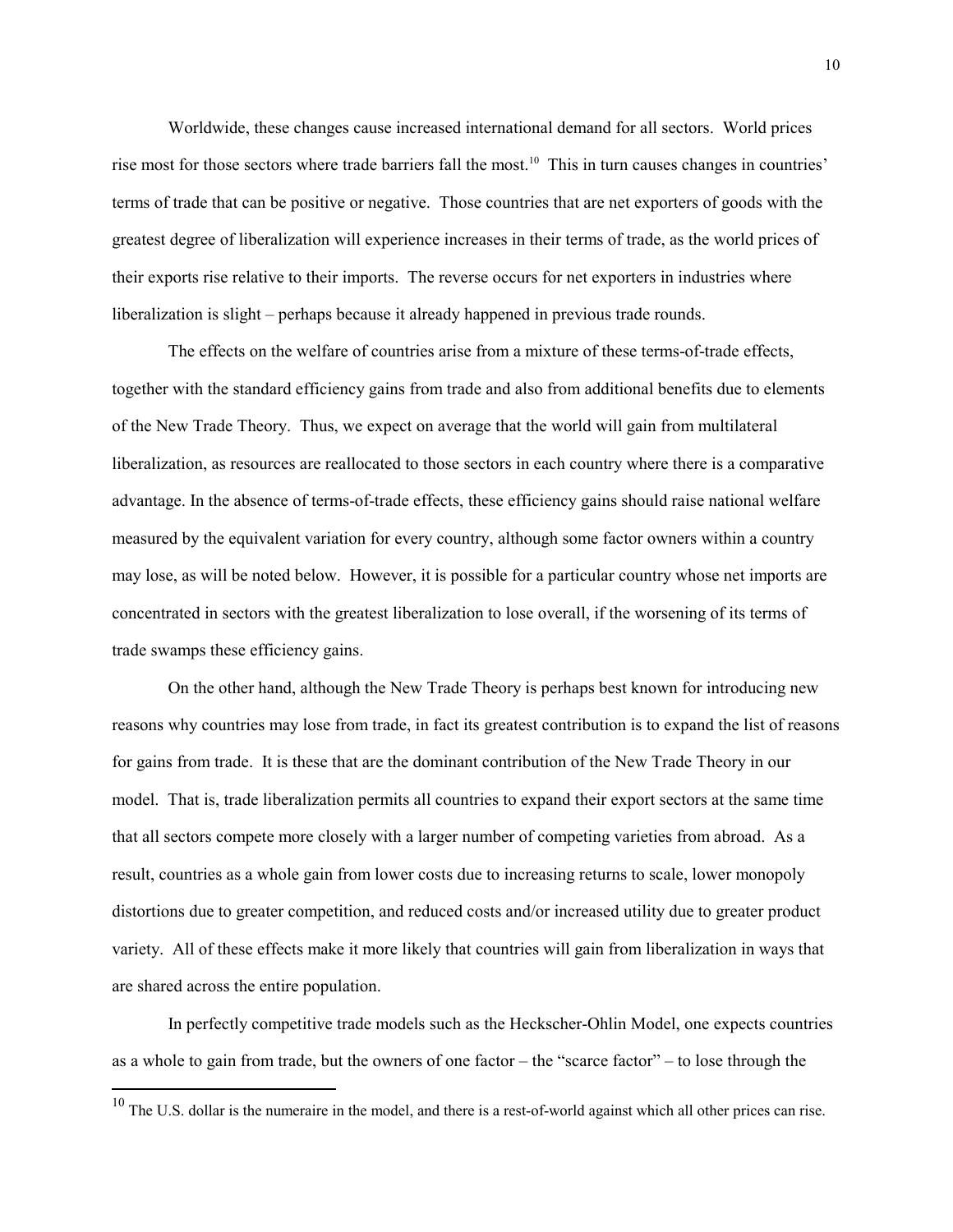Worldwide, these changes cause increased international demand for all sectors. World prices rise most for those sectors where trade barriers fall the most.[10] This in turn causes changes in countries' terms of trade that can be positive or negative. Those countries that are net exporters of goods with the greatest degree of liberalization will experience increases in their terms of trade, as the world prices of their exports rise relative to their imports. The reverse occurs for net exporters in industries where liberalization is slight – perhaps because it already happened in previous trade rounds.

The effects on the welfare of countries arise from a mixture of these terms-of-trade effects, together with the standard efficiency gains from trade and also from additional benefits due to elements of the New Trade Theory. Thus, we expect on average that the world will gain from multilateral liberalization, as resources are reallocated to those sectors in each country where there is a comparative advantage. In the absence of terms-of-trade effects, these efficiency gains should raise national welfare measured by the equivalent variation for every country, although some factor owners within a country may lose, as will be noted below. However, it is possible for a particular country whose net imports are concentrated in sectors with the greatest liberalization to lose overall, if the worsening of its terms of trade swamps these efficiency gains.

On the other hand, although the New Trade Theory is perhaps best known for introducing new reasons why countries may lose from trade, in fact its greatest contribution is to expand the list of reasons for gains from trade. It is these that are the dominant contribution of the New Trade Theory in our model. That is, trade liberalization permits all countries to expand their export sectors at the same time that all sectors compete more closely with a larger number of competing varieties from abroad. As a result, countries as a whole gain from lower costs due to increasing returns to scale, lower monopoly distortions due to greater competition, and reduced costs and/or increased utility due to greater product variety. All of these effects make it more likely that countries will gain from liberalization in ways that are shared across the entire population.

In perfectly competitive trade models such as the Heckscher-Ohlin Model, one expects countries as a whole to gain from trade, but the owners of one factor – the "scarce factor" – to lose through the

[10] The U.S. dollar is the numeraire in the model, and there is a rest-of-world against which all other prices can rise.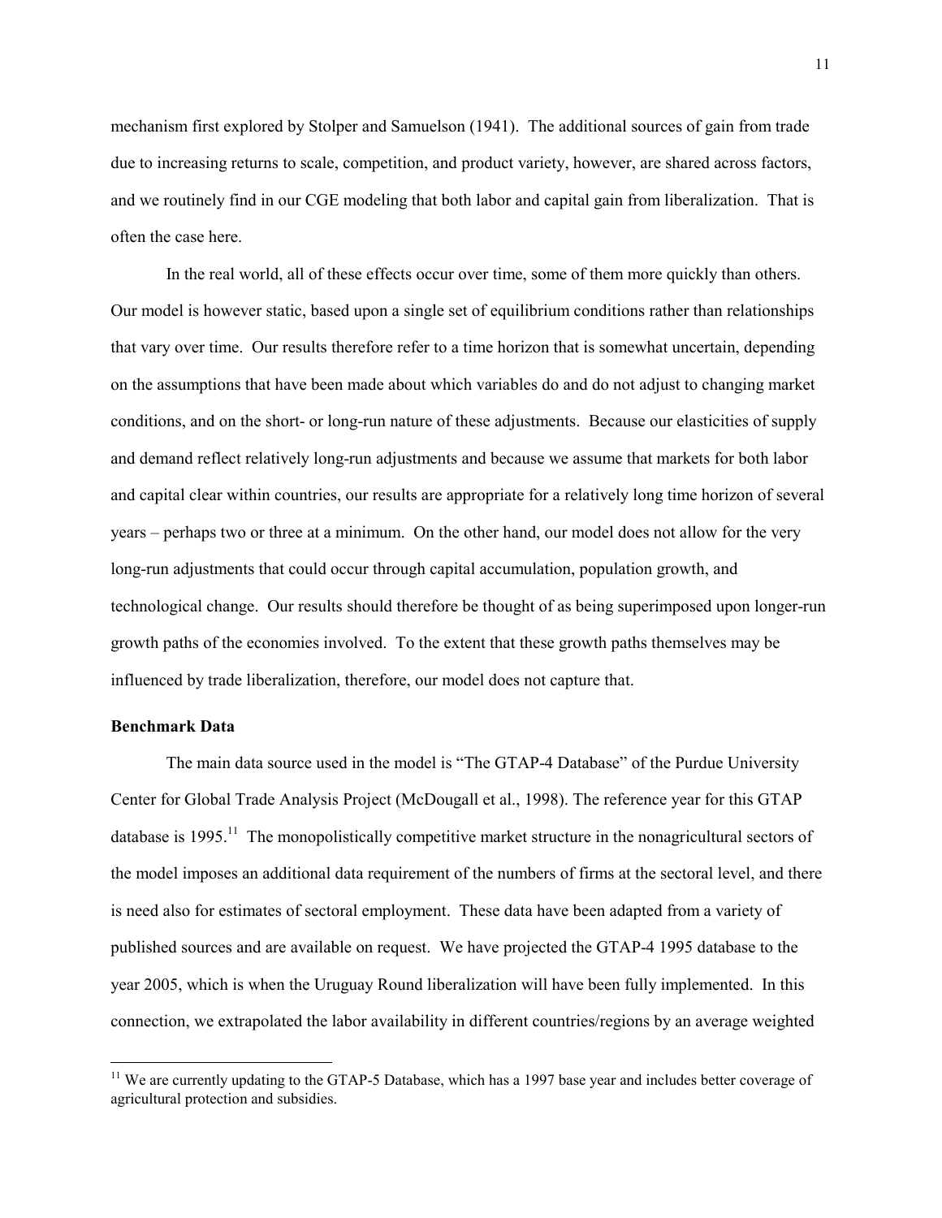mechanism first explored by Stolper and Samuelson (1941). The additional sources of gain from trade due to increasing returns to scale, competition, and product variety, however, are shared across factors, and we routinely find in our CGE modeling that both labor and capital gain from liberalization. That is often the case here.

In the real world, all of these effects occur over time, some of them more quickly than others. Our model is however static, based upon a single set of equilibrium conditions rather than relationships that vary over time. Our results therefore refer to a time horizon that is somewhat uncertain, depending on the assumptions that have been made about which variables do and do not adjust to changing market conditions, and on the short- or long-run nature of these adjustments. Because our elasticities of supply and demand reflect relatively long-run adjustments and because we assume that markets for both labor and capital clear within countries, our results are appropriate for a relatively long time horizon of several years – perhaps two or three at a minimum. On the other hand, our model does not allow for the very long-run adjustments that could occur through capital accumulation, population growth, and technological change. Our results should therefore be thought of as being superimposed upon longer-run growth paths of the economies involved. To the extent that these growth paths themselves may be influenced by trade liberalization, therefore, our model does not capture that.

**Benchmark Data**

The main data source used in the model is "The GTAP-4 Database" of the Purdue University Center for Global Trade Analysis Project (McDougall et al., 1998). The reference year for this GTAP database is 1995.[11] The monopolistically competitive market structure in the nonagricultural sectors of the model imposes an additional data requirement of the numbers of firms at the sectoral level, and there is need also for estimates of sectoral employment. These data have been adapted from a variety of published sources and are available on request. We have projected the GTAP-4 1995 database to the year 2005, which is when the Uruguay Round liberalization will have been fully implemented. In this connection, we extrapolated the labor availability in different countries/regions by an average weighted

[11] We are currently updating to the GTAP-5 Database, which has a 1997 base year and includes better coverage of agricultural protection and subsidies.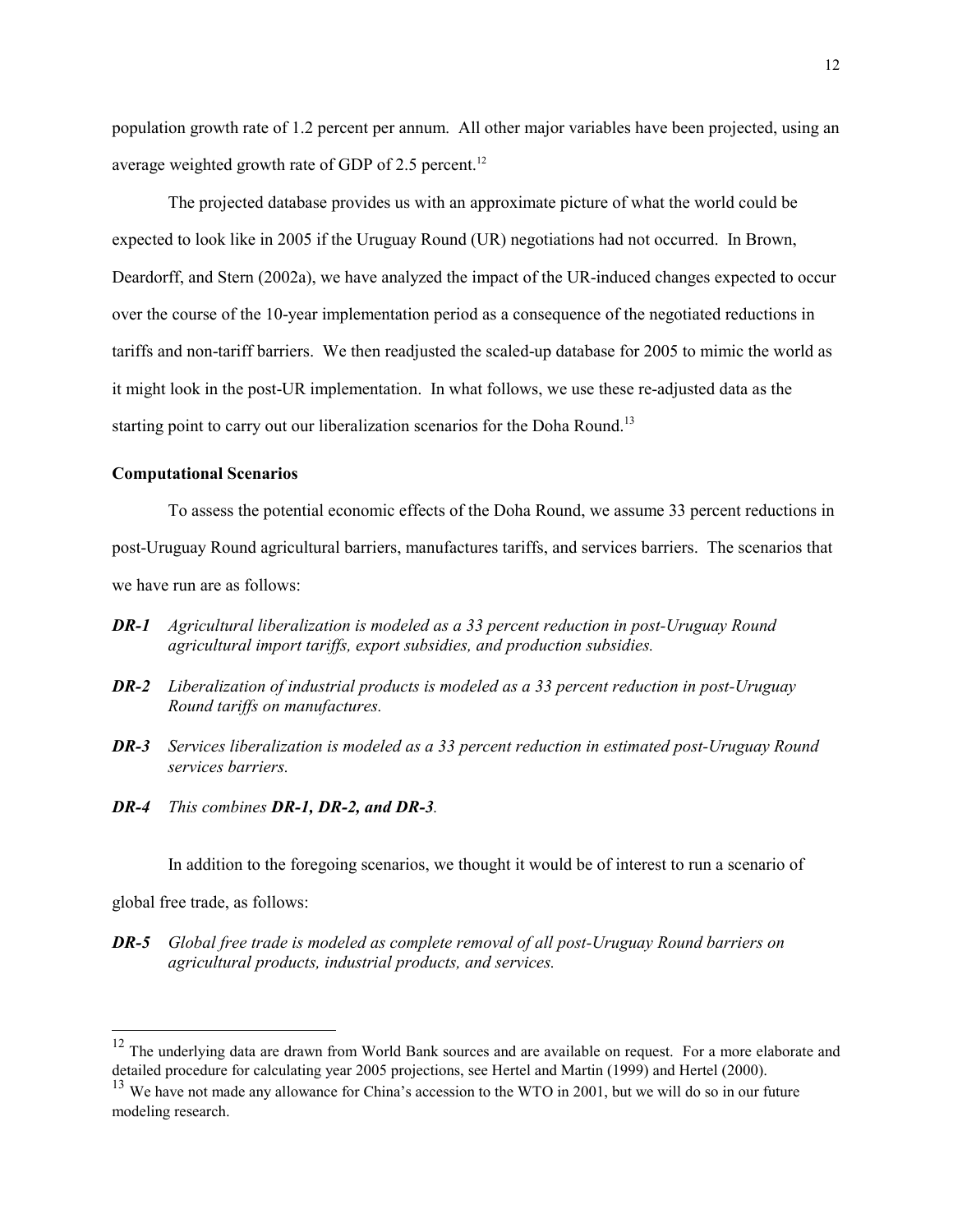population growth rate of 1.2 percent per annum. All other major variables have been projected, using an average weighted growth rate of GDP of 2.5 percent.[12]

The projected database provides us with an approximate picture of what the world could be expected to look like in 2005 if the Uruguay Round (UR) negotiations had not occurred. In Brown, Deardorff, and Stern (2002a), we have analyzed the impact of the UR-induced changes expected to occur over the course of the 10-year implementation period as a consequence of the negotiated reductions in tariffs and non-tariff barriers. We then readjusted the scaled-up database for 2005 to mimic the world as it might look in the post-UR implementation. In what follows, we use these re-adjusted data as the starting point to carry out our liberalization scenarios for the Doha Round.[13]

**Computational Scenarios**

To assess the potential economic effects of the Doha Round, we assume 33 percent reductions in post-Uruguay Round agricultural barriers, manufactures tariffs, and services barriers. The scenarios that we have run are as follows:

***DR-1*** *Agricultural liberalization is modeled as a 33 percent reduction in post-Uruguay Round agricultural import tariffs, export subsidies, and production subsidies.*

***DR-2*** *Liberalization of industrial products is modeled as a 33 percent reduction in post-Uruguay Round tariffs on manufactures.*

***DR-3*** *Services liberalization is modeled as a 33 percent reduction in estimated post-Uruguay Round services barriers.*

***DR-4*** *This combines **DR-1, DR-2, and DR-3**.*

In addition to the foregoing scenarios, we thought it would be of interest to run a scenario of global free trade, as follows:

***DR-5*** *Global free trade is modeled as complete removal of all post-Uruguay Round barriers on agricultural products, industrial products, and services.*

---

[12] The underlying data are drawn from World Bank sources and are available on request. For a more elaborate and detailed procedure for calculating year 2005 projections, see Hertel and Martin (1999) and Hertel (2000).

[13] We have not made any allowance for China's accession to the WTO in 2001, but we will do so in our future modeling research.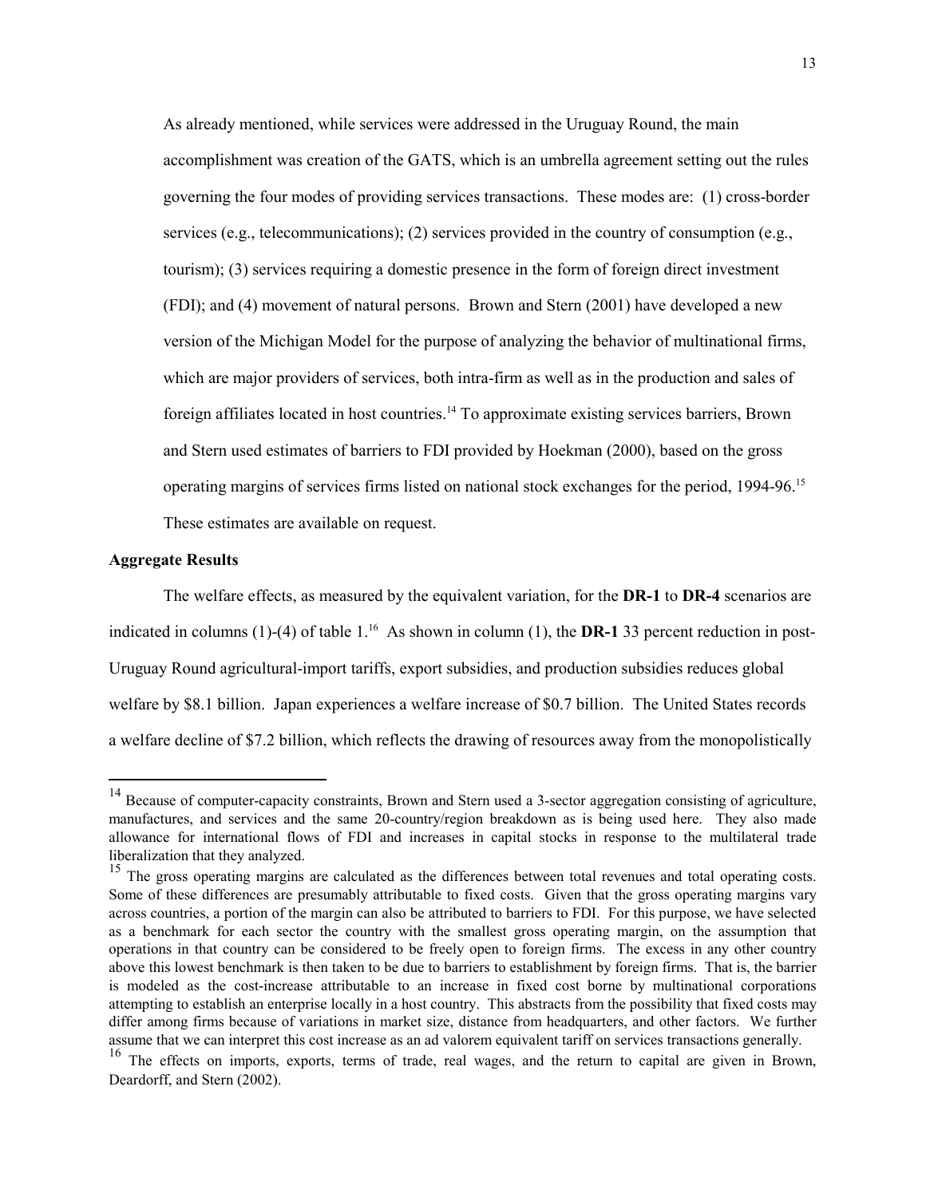As already mentioned, while services were addressed in the Uruguay Round, the main accomplishment was creation of the GATS, which is an umbrella agreement setting out the rules governing the four modes of providing services transactions. These modes are: (1) cross-border services (e.g., telecommunications); (2) services provided in the country of consumption (e.g., tourism); (3) services requiring a domestic presence in the form of foreign direct investment (FDI); and (4) movement of natural persons. Brown and Stern (2001) have developed a new version of the Michigan Model for the purpose of analyzing the behavior of multinational firms, which are major providers of services, both intra-firm as well as in the production and sales of foreign affiliates located in host countries.[14] To approximate existing services barriers, Brown and Stern used estimates of barriers to FDI provided by Hoekman (2000), based on the gross operating margins of services firms listed on national stock exchanges for the period, 1994-96.[15] These estimates are available on request.

**Aggregate Results**

The welfare effects, as measured by the equivalent variation, for the **DR-1** to **DR-4** scenarios are indicated in columns (1)-(4) of table 1.[16] As shown in column (1), the **DR-1** 33 percent reduction in post-Uruguay Round agricultural-import tariffs, export subsidies, and production subsidies reduces global welfare by \$8.1 billion. Japan experiences a welfare increase of \$0.7 billion. The United States records a welfare decline of \$7.2 billion, which reflects the drawing of resources away from the monopolistically

---

[14] Because of computer-capacity constraints, Brown and Stern used a 3-sector aggregation consisting of agriculture, manufactures, and services and the same 20-country/region breakdown as is being used here. They also made allowance for international flows of FDI and increases in capital stocks in response to the multilateral trade liberalization that they analyzed.

[15] The gross operating margins are calculated as the differences between total revenues and total operating costs. Some of these differences are presumably attributable to fixed costs. Given that the gross operating margins vary across countries, a portion of the margin can also be attributed to barriers to FDI. For this purpose, we have selected as a benchmark for each sector the country with the smallest gross operating margin, on the assumption that operations in that country can be considered to be freely open to foreign firms. The excess in any other country above this lowest benchmark is then taken to be due to barriers to establishment by foreign firms. That is, the barrier is modeled as the cost-increase attributable to an increase in fixed cost borne by multinational corporations attempting to establish an enterprise locally in a host country. This abstracts from the possibility that fixed costs may differ among firms because of variations in market size, distance from headquarters, and other factors. We further assume that we can interpret this cost increase as an ad valorem equivalent tariff on services transactions generally.

[16] The effects on imports, exports, terms of trade, real wages, and the return to capital are given in Brown, Deardorff, and Stern (2002).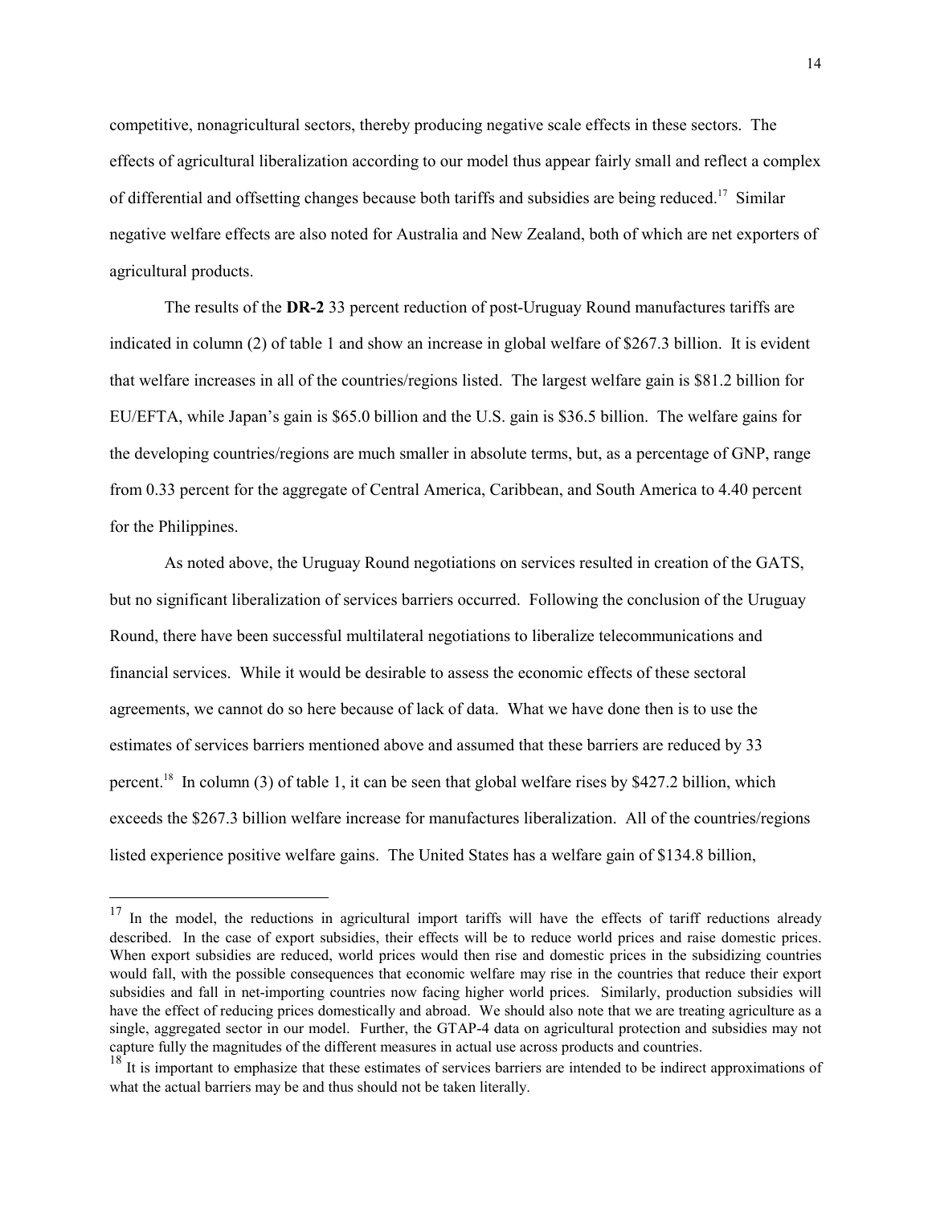competitive, nonagricultural sectors, thereby producing negative scale effects in these sectors. The effects of agricultural liberalization according to our model thus appear fairly small and reflect a complex of differential and offsetting changes because both tariffs and subsidies are being reduced.[17] Similar negative welfare effects are also noted for Australia and New Zealand, both of which are net exporters of agricultural products.

The results of the **DR-2** 33 percent reduction of post-Uruguay Round manufactures tariffs are indicated in column (2) of table 1 and show an increase in global welfare of $267.3 billion. It is evident that welfare increases in all of the countries/regions listed. The largest welfare gain is $81.2 billion for EU/EFTA, while Japan's gain is $65.0 billion and the U.S. gain is $36.5 billion. The welfare gains for the developing countries/regions are much smaller in absolute terms, but, as a percentage of GNP, range from 0.33 percent for the aggregate of Central America, Caribbean, and South America to 4.40 percent for the Philippines.

As noted above, the Uruguay Round negotiations on services resulted in creation of the GATS, but no significant liberalization of services barriers occurred. Following the conclusion of the Uruguay Round, there have been successful multilateral negotiations to liberalize telecommunications and financial services. While it would be desirable to assess the economic effects of these sectoral agreements, we cannot do so here because of lack of data. What we have done then is to use the estimates of services barriers mentioned above and assumed that these barriers are reduced by 33 percent.[18] In column (3) of table 1, it can be seen that global welfare rises by $427.2 billion, which exceeds the $267.3 billion welfare increase for manufactures liberalization. All of the countries/regions listed experience positive welfare gains. The United States has a welfare gain of $134.8 billion,

---

[17] In the model, the reductions in agricultural import tariffs will have the effects of tariff reductions already described. In the case of export subsidies, their effects will be to reduce world prices and raise domestic prices. When export subsidies are reduced, world prices would then rise and domestic prices in the subsidizing countries would fall, with the possible consequences that economic welfare may rise in the countries that reduce their export subsidies and fall in net-importing countries now facing higher world prices. Similarly, production subsidies will have the effect of reducing prices domestically and abroad. We should also note that we are treating agriculture as a single, aggregated sector in our model. Further, the GTAP-4 data on agricultural protection and subsidies may not capture fully the magnitudes of the different measures in actual use across products and countries.

[18] It is important to emphasize that these estimates of services barriers are intended to be indirect approximations of what the actual barriers may be and thus should not be taken literally.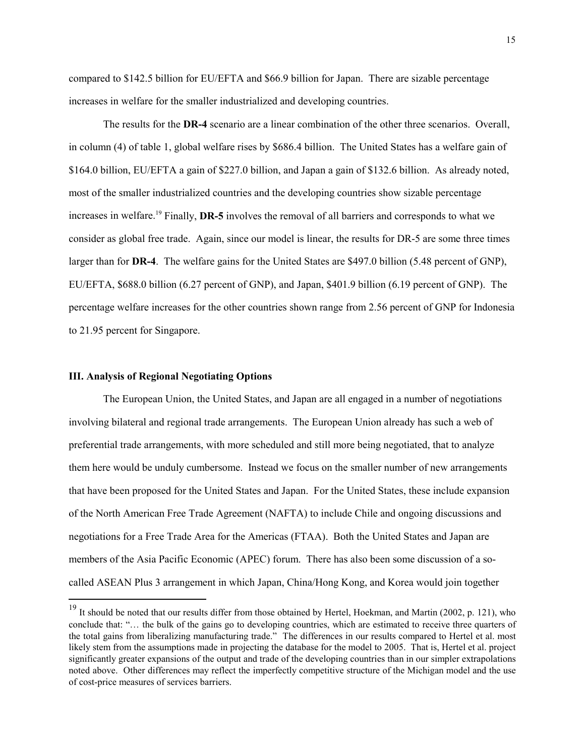compared to \$142.5 billion for EU/EFTA and \$66.9 billion for Japan. There are sizable percentage increases in welfare for the smaller industrialized and developing countries.

The results for the **DR-4** scenario are a linear combination of the other three scenarios. Overall, in column (4) of table 1, global welfare rises by \$686.4 billion. The United States has a welfare gain of \$164.0 billion, EU/EFTA a gain of \$227.0 billion, and Japan a gain of \$132.6 billion. As already noted, most of the smaller industrialized countries and the developing countries show sizable percentage increases in welfare.[19] Finally, **DR-5** involves the removal of all barriers and corresponds to what we consider as global free trade. Again, since our model is linear, the results for DR-5 are some three times larger than for **DR-4**. The welfare gains for the United States are \$497.0 billion (5.48 percent of GNP), EU/EFTA, \$688.0 billion (6.27 percent of GNP), and Japan, \$401.9 billion (6.19 percent of GNP). The percentage welfare increases for the other countries shown range from 2.56 percent of GNP for Indonesia to 21.95 percent for Singapore.

### III. Analysis of Regional Negotiating Options

The European Union, the United States, and Japan are all engaged in a number of negotiations involving bilateral and regional trade arrangements. The European Union already has such a web of preferential trade arrangements, with more scheduled and still more being negotiated, that to analyze them here would be unduly cumbersome. Instead we focus on the smaller number of new arrangements that have been proposed for the United States and Japan. For the United States, these include expansion of the North American Free Trade Agreement (NAFTA) to include Chile and ongoing discussions and negotiations for a Free Trade Area for the Americas (FTAA). Both the United States and Japan are members of the Asia Pacific Economic (APEC) forum. There has also been some discussion of a so-called ASEAN Plus 3 arrangement in which Japan, China/Hong Kong, and Korea would join together

---

[19] It should be noted that our results differ from those obtained by Hertel, Hoekman, and Martin (2002, p. 121), who conclude that: "… the bulk of the gains go to developing countries, which are estimated to receive three quarters of the total gains from liberalizing manufacturing trade." The differences in our results compared to Hertel et al. most likely stem from the assumptions made in projecting the database for the model to 2005. That is, Hertel et al. project significantly greater expansions of the output and trade of the developing countries than in our simpler extrapolations noted above. Other differences may reflect the imperfectly competitive structure of the Michigan model and the use of cost-price measures of services barriers.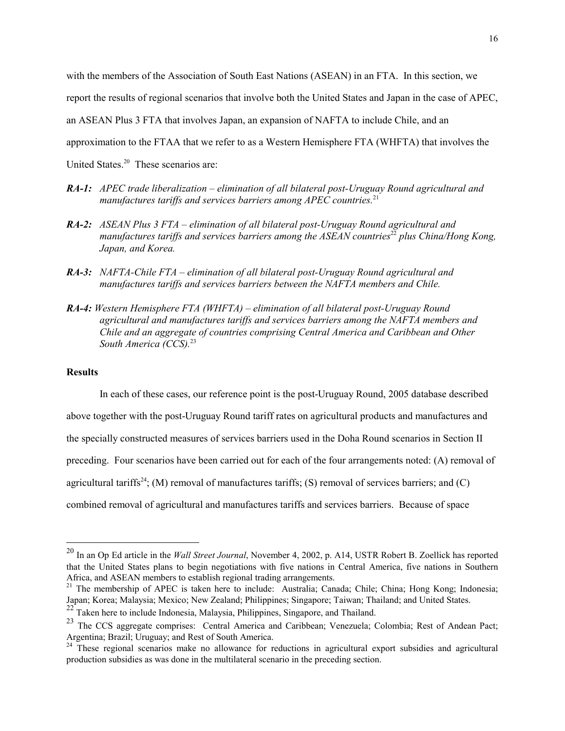with the members of the Association of South East Nations (ASEAN) in an FTA. In this section, we report the results of regional scenarios that involve both the United States and Japan in the case of APEC, an ASEAN Plus 3 FTA that involves Japan, an expansion of NAFTA to include Chile, and an approximation to the FTAA that we refer to as a Western Hemisphere FTA (WHFTA) that involves the United States.[20] These scenarios are:

***RA-1:*** *APEC trade liberalization – elimination of all bilateral post-Uruguay Round agricultural and manufactures tariffs and services barriers among APEC countries.*[21]

***RA-2:*** *ASEAN Plus 3 FTA – elimination of all bilateral post-Uruguay Round agricultural and manufactures tariffs and services barriers among the ASEAN countries*[22] *plus China/Hong Kong, Japan, and Korea.*

***RA-3:*** *NAFTA-Chile FTA – elimination of all bilateral post-Uruguay Round agricultural and manufactures tariffs and services barriers between the NAFTA members and Chile.*

***RA-4:*** *Western Hemisphere FTA (WHFTA) – elimination of all bilateral post-Uruguay Round agricultural and manufactures tariffs and services barriers among the NAFTA members and Chile and an aggregate of countries comprising Central America and Caribbean and Other South America (CCS).*[23]

## Results

In each of these cases, our reference point is the post-Uruguay Round, 2005 database described above together with the post-Uruguay Round tariff rates on agricultural products and manufactures and the specially constructed measures of services barriers used in the Doha Round scenarios in Section II preceding. Four scenarios have been carried out for each of the four arrangements noted: (A) removal of agricultural tariffs[24]; (M) removal of manufactures tariffs; (S) removal of services barriers; and (C) combined removal of agricultural and manufactures tariffs and services barriers. Because of space

---

[20] In an Op Ed article in the *Wall Street Journal*, November 4, 2002, p. A14, USTR Robert B. Zoellick has reported that the United States plans to begin negotiations with five nations in Central America, five nations in Southern Africa, and ASEAN members to establish regional trading arrangements.

[21] The membership of APEC is taken here to include: Australia; Canada; Chile; China; Hong Kong; Indonesia; Japan; Korea; Malaysia; Mexico; New Zealand; Philippines; Singapore; Taiwan; Thailand; and United States.

[22] Taken here to include Indonesia, Malaysia, Philippines, Singapore, and Thailand.

[23] The CCS aggregate comprises: Central America and Caribbean; Venezuela; Colombia; Rest of Andean Pact; Argentina; Brazil; Uruguay; and Rest of South America.

[24] These regional scenarios make no allowance for reductions in agricultural export subsidies and agricultural production subsidies as was done in the multilateral scenario in the preceding section.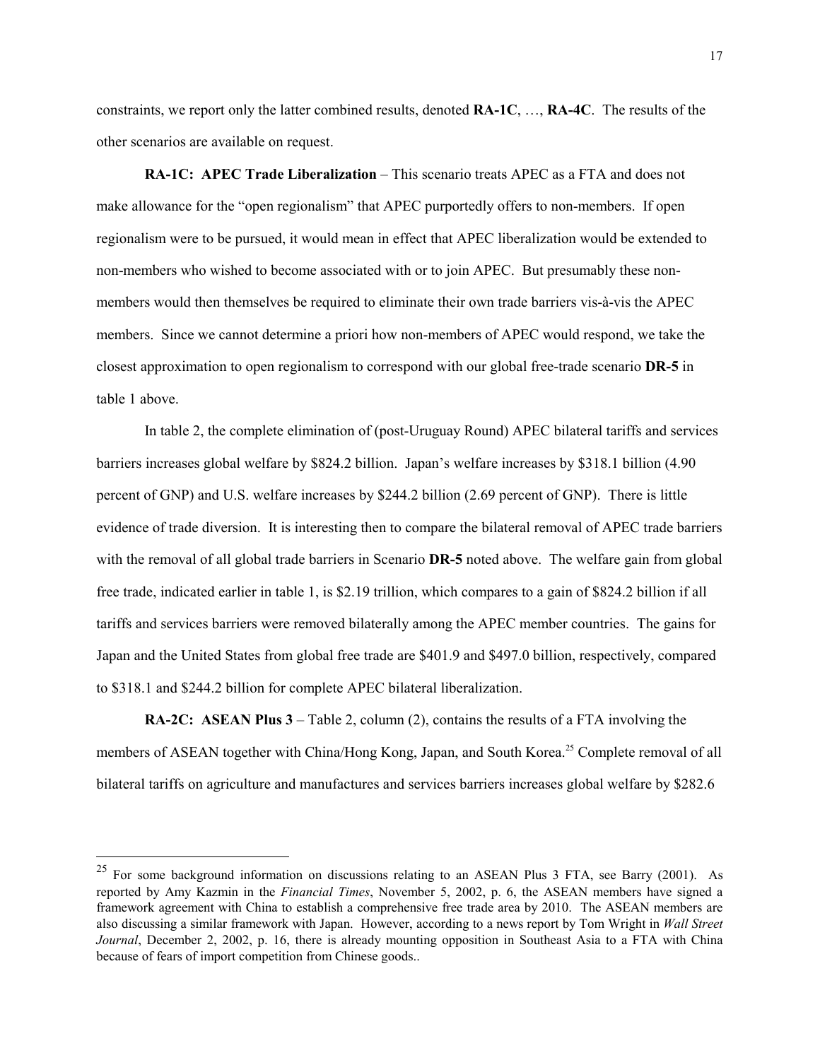constraints, we report only the latter combined results, denoted **RA-1C**, …, **RA-4C**. The results of the other scenarios are available on request.

**RA-1C: APEC Trade Liberalization** – This scenario treats APEC as a FTA and does not make allowance for the "open regionalism" that APEC purportedly offers to non-members. If open regionalism were to be pursued, it would mean in effect that APEC liberalization would be extended to non-members who wished to become associated with or to join APEC. But presumably these non-members would then themselves be required to eliminate their own trade barriers vis-à-vis the APEC members. Since we cannot determine a priori how non-members of APEC would respond, we take the closest approximation to open regionalism to correspond with our global free-trade scenario **DR-5** in table 1 above.

In table 2, the complete elimination of (post-Uruguay Round) APEC bilateral tariffs and services barriers increases global welfare by $824.2 billion. Japan's welfare increases by $318.1 billion (4.90 percent of GNP) and U.S. welfare increases by $244.2 billion (2.69 percent of GNP). There is little evidence of trade diversion. It is interesting then to compare the bilateral removal of APEC trade barriers with the removal of all global trade barriers in Scenario **DR-5** noted above. The welfare gain from global free trade, indicated earlier in table 1, is $2.19 trillion, which compares to a gain of $824.2 billion if all tariffs and services barriers were removed bilaterally among the APEC member countries. The gains for Japan and the United States from global free trade are $401.9 and $497.0 billion, respectively, compared to $318.1 and $244.2 billion for complete APEC bilateral liberalization.

**RA-2C: ASEAN Plus 3** – Table 2, column (2), contains the results of a FTA involving the members of ASEAN together with China/Hong Kong, Japan, and South Korea.[25] Complete removal of all bilateral tariffs on agriculture and manufactures and services barriers increases global welfare by $282.6

---

[25] For some background information on discussions relating to an ASEAN Plus 3 FTA, see Barry (2001). As reported by Amy Kazmin in the *Financial Times*, November 5, 2002, p. 6, the ASEAN members have signed a framework agreement with China to establish a comprehensive free trade area by 2010. The ASEAN members are also discussing a similar framework with Japan. However, according to a news report by Tom Wright in *Wall Street Journal*, December 2, 2002, p. 16, there is already mounting opposition in Southeast Asia to a FTA with China because of fears of import competition from Chinese goods..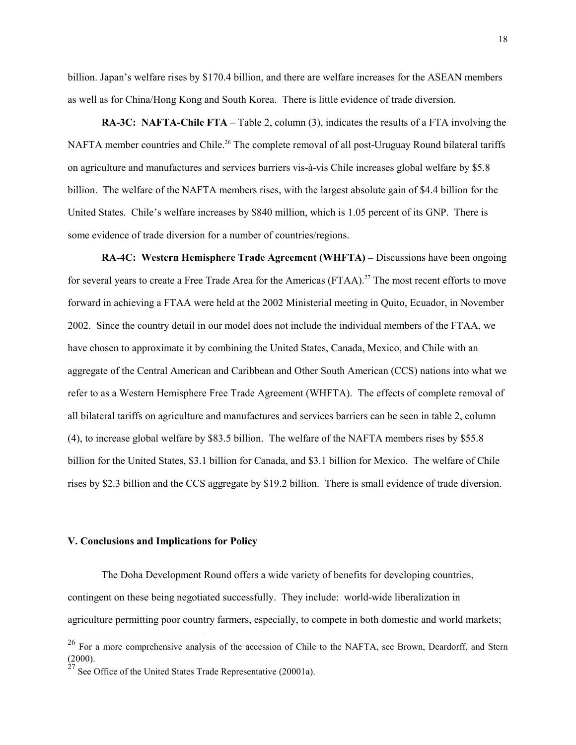billion. Japan's welfare rises by $170.4 billion, and there are welfare increases for the ASEAN members as well as for China/Hong Kong and South Korea. There is little evidence of trade diversion.

**RA-3C: NAFTA-Chile FTA** – Table 2, column (3), indicates the results of a FTA involving the NAFTA member countries and Chile.[26] The complete removal of all post-Uruguay Round bilateral tariffs on agriculture and manufactures and services barriers vis-à-vis Chile increases global welfare by $5.8 billion. The welfare of the NAFTA members rises, with the largest absolute gain of $4.4 billion for the United States. Chile's welfare increases by $840 million, which is 1.05 percent of its GNP. There is some evidence of trade diversion for a number of countries/regions.

**RA-4C: Western Hemisphere Trade Agreement (WHFTA) –** Discussions have been ongoing for several years to create a Free Trade Area for the Americas (FTAA).[27] The most recent efforts to move forward in achieving a FTAA were held at the 2002 Ministerial meeting in Quito, Ecuador, in November 2002. Since the country detail in our model does not include the individual members of the FTAA, we have chosen to approximate it by combining the United States, Canada, Mexico, and Chile with an aggregate of the Central American and Caribbean and Other South American (CCS) nations into what we refer to as a Western Hemisphere Free Trade Agreement (WHFTA). The effects of complete removal of all bilateral tariffs on agriculture and manufactures and services barriers can be seen in table 2, column (4), to increase global welfare by $83.5 billion. The welfare of the NAFTA members rises by $55.8 billion for the United States, $3.1 billion for Canada, and $3.1 billion for Mexico. The welfare of Chile rises by $2.3 billion and the CCS aggregate by $19.2 billion. There is small evidence of trade diversion.

## V. Conclusions and Implications for Policy

The Doha Development Round offers a wide variety of benefits for developing countries, contingent on these being negotiated successfully. They include: world-wide liberalization in agriculture permitting poor country farmers, especially, to compete in both domestic and world markets;

---

[26] For a more comprehensive analysis of the accession of Chile to the NAFTA, see Brown, Deardorff, and Stern (2000).

[27] See Office of the United States Trade Representative (20001a).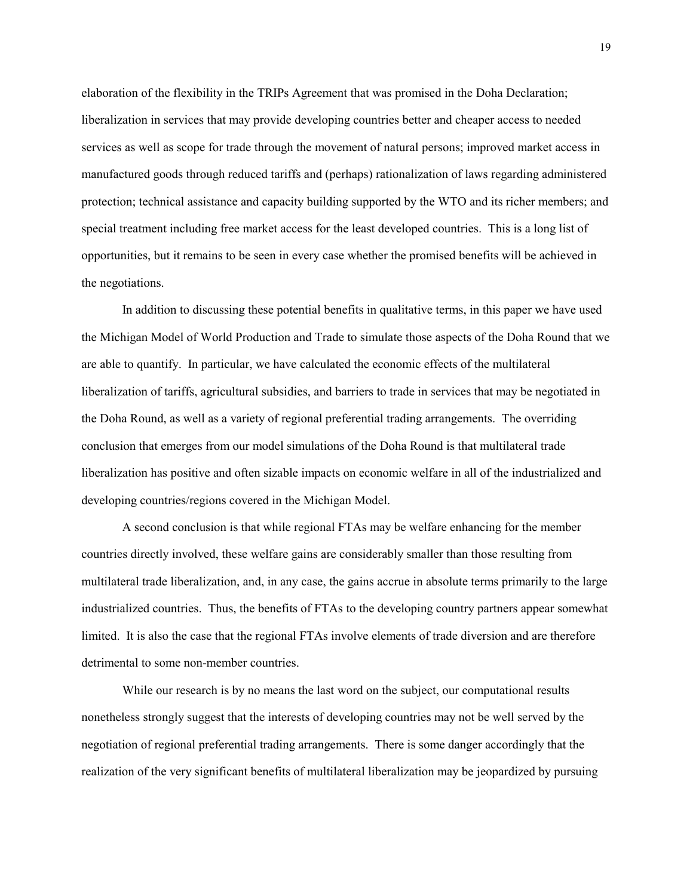elaboration of the flexibility in the TRIPs Agreement that was promised in the Doha Declaration; liberalization in services that may provide developing countries better and cheaper access to needed services as well as scope for trade through the movement of natural persons; improved market access in manufactured goods through reduced tariffs and (perhaps) rationalization of laws regarding administered protection; technical assistance and capacity building supported by the WTO and its richer members; and special treatment including free market access for the least developed countries. This is a long list of opportunities, but it remains to be seen in every case whether the promised benefits will be achieved in the negotiations.

In addition to discussing these potential benefits in qualitative terms, in this paper we have used the Michigan Model of World Production and Trade to simulate those aspects of the Doha Round that we are able to quantify. In particular, we have calculated the economic effects of the multilateral liberalization of tariffs, agricultural subsidies, and barriers to trade in services that may be negotiated in the Doha Round, as well as a variety of regional preferential trading arrangements. The overriding conclusion that emerges from our model simulations of the Doha Round is that multilateral trade liberalization has positive and often sizable impacts on economic welfare in all of the industrialized and developing countries/regions covered in the Michigan Model.

A second conclusion is that while regional FTAs may be welfare enhancing for the member countries directly involved, these welfare gains are considerably smaller than those resulting from multilateral trade liberalization, and, in any case, the gains accrue in absolute terms primarily to the large industrialized countries. Thus, the benefits of FTAs to the developing country partners appear somewhat limited. It is also the case that the regional FTAs involve elements of trade diversion and are therefore detrimental to some non-member countries.

While our research is by no means the last word on the subject, our computational results nonetheless strongly suggest that the interests of developing countries may not be well served by the negotiation of regional preferential trading arrangements. There is some danger accordingly that the realization of the very significant benefits of multilateral liberalization may be jeopardized by pursuing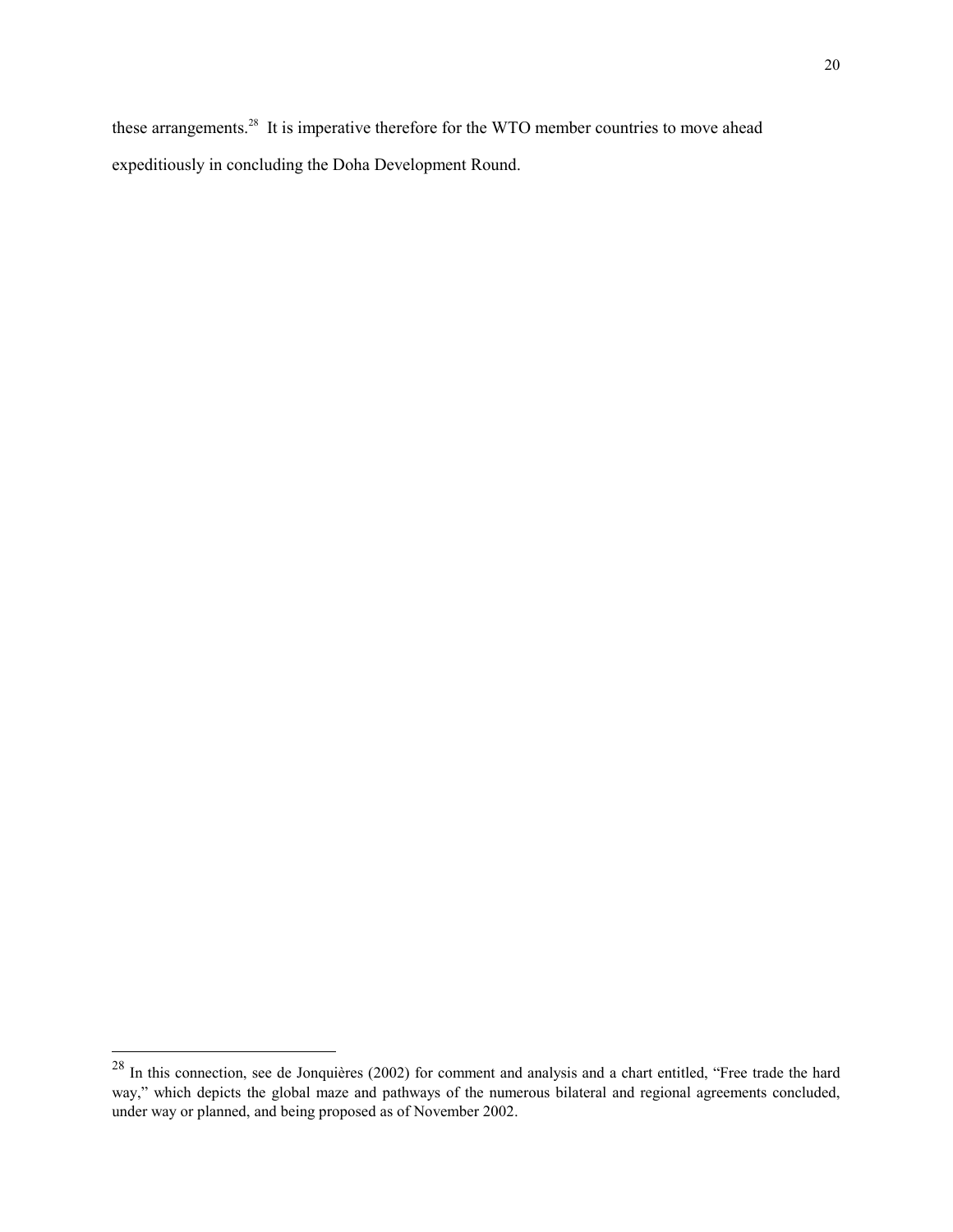these arrangements.[28] It is imperative therefore for the WTO member countries to move ahead expeditiously in concluding the Doha Development Round.

[28] In this connection, see de Jonquières (2002) for comment and analysis and a chart entitled, "Free trade the hard way," which depicts the global maze and pathways of the numerous bilateral and regional agreements concluded, under way or planned, and being proposed as of November 2002.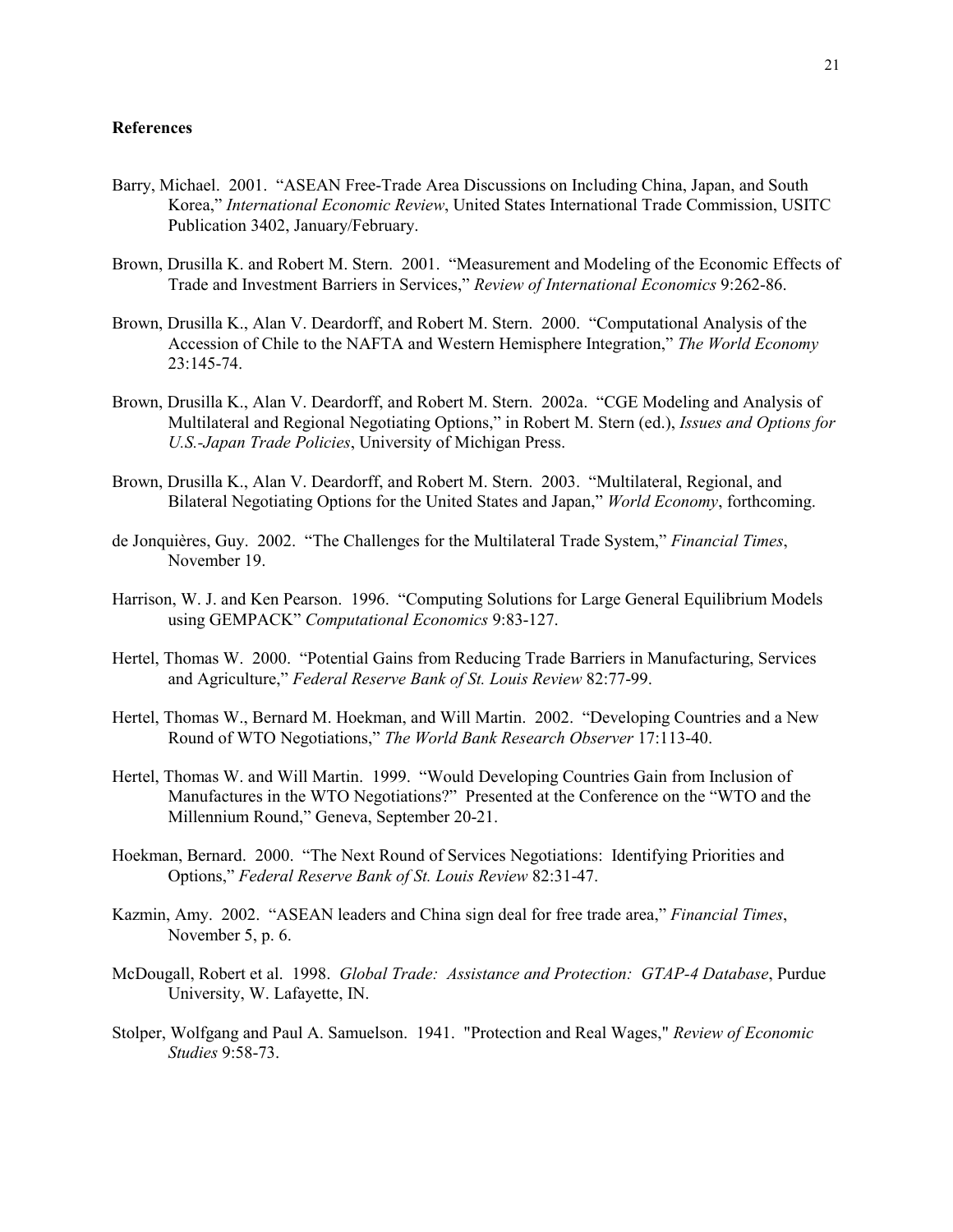## References

Barry, Michael. 2001. "ASEAN Free-Trade Area Discussions on Including China, Japan, and South Korea," *International Economic Review*, United States International Trade Commission, USITC Publication 3402, January/February.

Brown, Drusilla K. and Robert M. Stern. 2001. "Measurement and Modeling of the Economic Effects of Trade and Investment Barriers in Services," *Review of International Economics* 9:262-86.

Brown, Drusilla K., Alan V. Deardorff, and Robert M. Stern. 2000. "Computational Analysis of the Accession of Chile to the NAFTA and Western Hemisphere Integration," *The World Economy* 23:145-74.

Brown, Drusilla K., Alan V. Deardorff, and Robert M. Stern. 2002a. "CGE Modeling and Analysis of Multilateral and Regional Negotiating Options," in Robert M. Stern (ed.), *Issues and Options for U.S.-Japan Trade Policies*, University of Michigan Press.

Brown, Drusilla K., Alan V. Deardorff, and Robert M. Stern. 2003. "Multilateral, Regional, and Bilateral Negotiating Options for the United States and Japan," *World Economy*, forthcoming.

de Jonquières, Guy. 2002. "The Challenges for the Multilateral Trade System," *Financial Times*, November 19.

Harrison, W. J. and Ken Pearson. 1996. "Computing Solutions for Large General Equilibrium Models using GEMPACK" *Computational Economics* 9:83-127.

Hertel, Thomas W. 2000. "Potential Gains from Reducing Trade Barriers in Manufacturing, Services and Agriculture," *Federal Reserve Bank of St. Louis Review* 82:77-99.

Hertel, Thomas W., Bernard M. Hoekman, and Will Martin. 2002. "Developing Countries and a New Round of WTO Negotiations," *The World Bank Research Observer* 17:113-40.

Hertel, Thomas W. and Will Martin. 1999. "Would Developing Countries Gain from Inclusion of Manufactures in the WTO Negotiations?" Presented at the Conference on the "WTO and the Millennium Round," Geneva, September 20-21.

Hoekman, Bernard. 2000. "The Next Round of Services Negotiations: Identifying Priorities and Options," *Federal Reserve Bank of St. Louis Review* 82:31-47.

Kazmin, Amy. 2002. "ASEAN leaders and China sign deal for free trade area," *Financial Times*, November 5, p. 6.

McDougall, Robert et al. 1998. *Global Trade: Assistance and Protection: GTAP-4 Database*, Purdue University, W. Lafayette, IN.

Stolper, Wolfgang and Paul A. Samuelson. 1941. "Protection and Real Wages," *Review of Economic Studies* 9:58-73.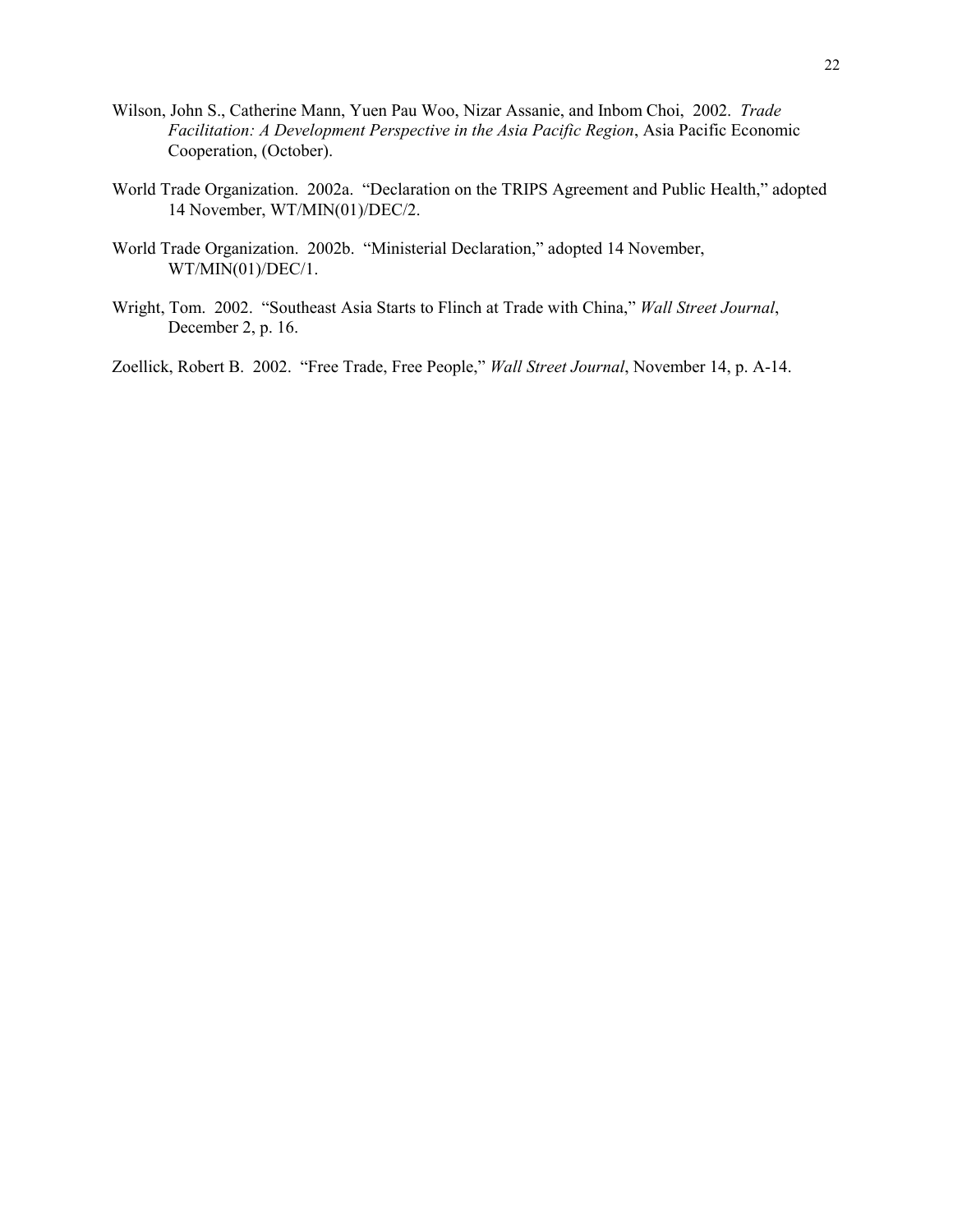Wilson, John S., Catherine Mann, Yuen Pau Woo, Nizar Assanie, and Inbom Choi, 2002. *Trade Facilitation: A Development Perspective in the Asia Pacific Region*, Asia Pacific Economic Cooperation, (October).

World Trade Organization. 2002a. "Declaration on the TRIPS Agreement and Public Health," adopted 14 November, WT/MIN(01)/DEC/2.

World Trade Organization. 2002b. "Ministerial Declaration," adopted 14 November, WT/MIN(01)/DEC/1.

Wright, Tom. 2002. "Southeast Asia Starts to Flinch at Trade with China," *Wall Street Journal*, December 2, p. 16.

Zoellick, Robert B. 2002. "Free Trade, Free People," *Wall Street Journal*, November 14, p. A-14.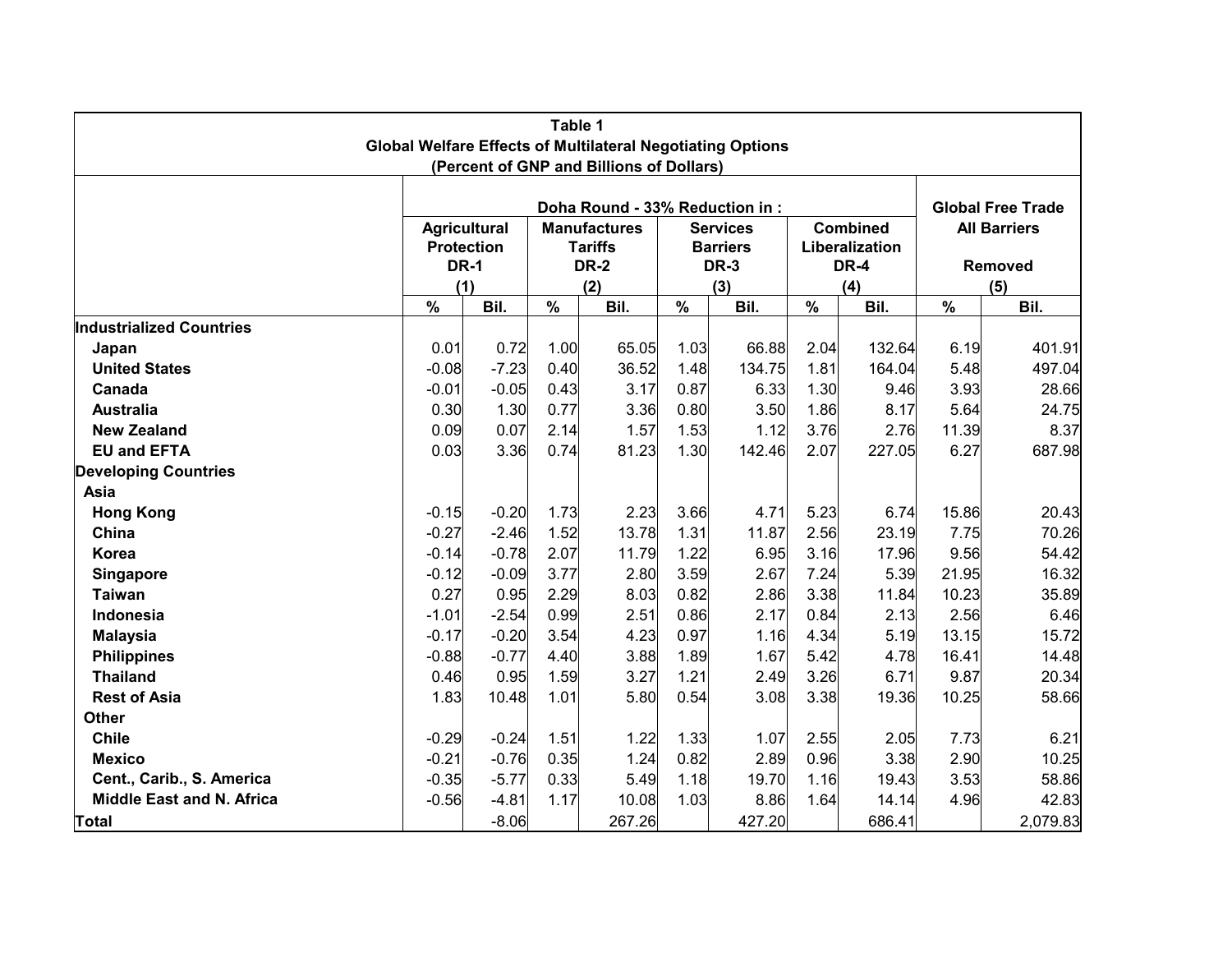**Table 1**
**Global Welfare Effects of Multilateral Negotiating Options**
**(Percent of GNP and Billions of Dollars)**

| | Doha Round - 33% Reduction in : | | | | | | | | Global Free Trade All Barriers Removed | |
|---|---|---|---|---|---|---|---|---|---|---|
| | Agricultural Protection DR-1 (1) | | Manufactures Tariffs DR-2 (2) | | Services Barriers DR-3 (3) | | Combined Liberalization DR-4 (4) | | (5) | |
| | % | Bil. | % | Bil. | % | Bil. | % | Bil. | % | Bil. |
| **Industrialized Countries** | | | | | | | | | | |
| **Japan** | 0.01 | 0.72 | 1.00 | 65.05 | 1.03 | 66.88 | 2.04 | 132.64 | 6.19 | 401.91 |
| **United States** | -0.08 | -7.23 | 0.40 | 36.52 | 1.48 | 134.75 | 1.81 | 164.04 | 5.48 | 497.04 |
| **Canada** | -0.01 | -0.05 | 0.43 | 3.17 | 0.87 | 6.33 | 1.30 | 9.46 | 3.93 | 28.66 |
| **Australia** | 0.30 | 1.30 | 0.77 | 3.36 | 0.80 | 3.50 | 1.86 | 8.17 | 5.64 | 24.75 |
| **New Zealand** | 0.09 | 0.07 | 2.14 | 1.57 | 1.53 | 1.12 | 3.76 | 2.76 | 11.39 | 8.37 |
| **EU and EFTA** | 0.03 | 3.36 | 0.74 | 81.23 | 1.30 | 142.46 | 2.07 | 227.05 | 6.27 | 687.98 |
| **Developing Countries** | | | | | | | | | | |
| **Asia** | | | | | | | | | | |
| **Hong Kong** | -0.15 | -0.20 | 1.73 | 2.23 | 3.66 | 4.71 | 5.23 | 6.74 | 15.86 | 20.43 |
| **China** | -0.27 | -2.46 | 1.52 | 13.78 | 1.31 | 11.87 | 2.56 | 23.19 | 7.75 | 70.26 |
| **Korea** | -0.14 | -0.78 | 2.07 | 11.79 | 1.22 | 6.95 | 3.16 | 17.96 | 9.56 | 54.42 |
| **Singapore** | -0.12 | -0.09 | 3.77 | 2.80 | 3.59 | 2.67 | 7.24 | 5.39 | 21.95 | 16.32 |
| **Taiwan** | 0.27 | 0.95 | 2.29 | 8.03 | 0.82 | 2.86 | 3.38 | 11.84 | 10.23 | 35.89 |
| **Indonesia** | -1.01 | -2.54 | 0.99 | 2.51 | 0.86 | 2.17 | 0.84 | 2.13 | 2.56 | 6.46 |
| **Malaysia** | -0.17 | -0.20 | 3.54 | 4.23 | 0.97 | 1.16 | 4.34 | 5.19 | 13.15 | 15.72 |
| **Philippines** | -0.88 | -0.77 | 4.40 | 3.88 | 1.89 | 1.67 | 5.42 | 4.78 | 16.41 | 14.48 |
| **Thailand** | 0.46 | 0.95 | 1.59 | 3.27 | 1.21 | 2.49 | 3.26 | 6.71 | 9.87 | 20.34 |
| **Rest of Asia** | 1.83 | 10.48 | 1.01 | 5.80 | 0.54 | 3.08 | 3.38 | 19.36 | 10.25 | 58.66 |
| **Other** | | | | | | | | | | |
| **Chile** | -0.29 | -0.24 | 1.51 | 1.22 | 1.33 | 1.07 | 2.55 | 2.05 | 7.73 | 6.21 |
| **Mexico** | -0.21 | -0.76 | 0.35 | 1.24 | 0.82 | 2.89 | 0.96 | 3.38 | 2.90 | 10.25 |
| **Cent., Carib., S. America** | -0.35 | -5.77 | 0.33 | 5.49 | 1.18 | 19.70 | 1.16 | 19.43 | 3.53 | 58.86 |
| **Middle East and N. Africa** | -0.56 | -4.81 | 1.17 | 10.08 | 1.03 | 8.86 | 1.64 | 14.14 | 4.96 | 42.83 |
| **Total** | | -8.06 | | 267.26 | | 427.20 | | 686.41 | | 2,079.83 |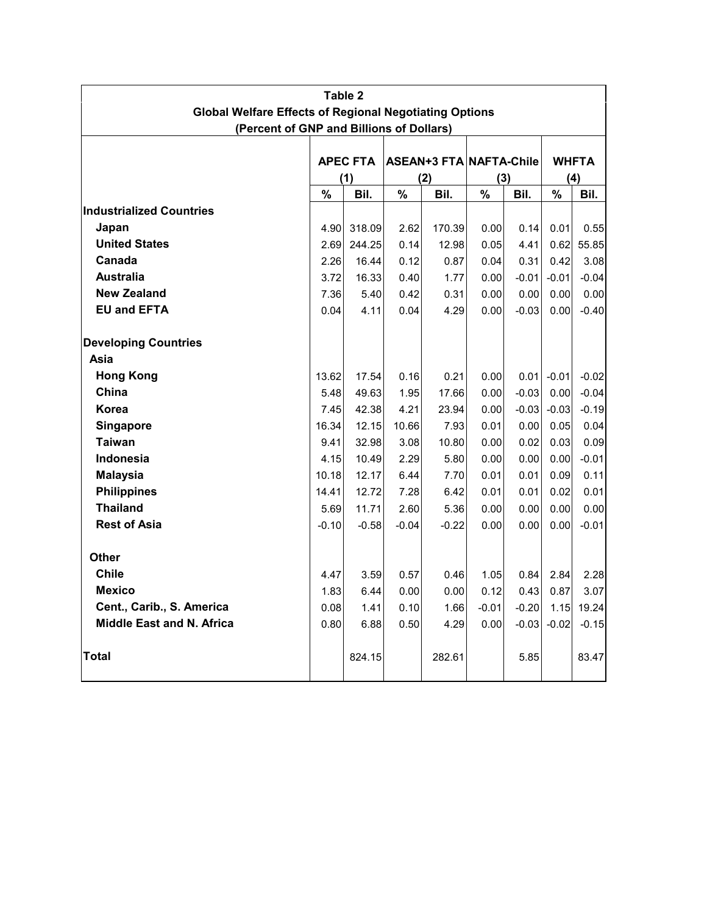**Table 2**
**Global Welfare Effects of Regional Negotiating Options**
**(Percent of GNP and Billions of Dollars)**

| | APEC FTA (1) | | ASEAN+3 FTA (2) | | NAFTA-Chile (3) | | WHFTA (4) | |
|---|---|---|---|---|---|---|---|---|
| | % | Bil. | % | Bil. | % | Bil. | % | Bil. |
| **Industrialized Countries** | | | | | | | | |
| **Japan** | 4.90 | 318.09 | 2.62 | 170.39 | 0.00 | 0.14 | 0.01 | 0.55 |
| **United States** | 2.69 | 244.25 | 0.14 | 12.98 | 0.05 | 4.41 | 0.62 | 55.85 |
| **Canada** | 2.26 | 16.44 | 0.12 | 0.87 | 0.04 | 0.31 | 0.42 | 3.08 |
| **Australia** | 3.72 | 16.33 | 0.40 | 1.77 | 0.00 | -0.01 | -0.01 | -0.04 |
| **New Zealand** | 7.36 | 5.40 | 0.42 | 0.31 | 0.00 | 0.00 | 0.00 | 0.00 |
| **EU and EFTA** | 0.04 | 4.11 | 0.04 | 4.29 | 0.00 | -0.03 | 0.00 | -0.40 |
| **Developing Countries** | | | | | | | | |
| **Asia** | | | | | | | | |
| **Hong Kong** | 13.62 | 17.54 | 0.16 | 0.21 | 0.00 | 0.01 | -0.01 | -0.02 |
| **China** | 5.48 | 49.63 | 1.95 | 17.66 | 0.00 | -0.03 | 0.00 | -0.04 |
| **Korea** | 7.45 | 42.38 | 4.21 | 23.94 | 0.00 | -0.03 | -0.03 | -0.19 |
| **Singapore** | 16.34 | 12.15 | 10.66 | 7.93 | 0.01 | 0.00 | 0.05 | 0.04 |
| **Taiwan** | 9.41 | 32.98 | 3.08 | 10.80 | 0.00 | 0.02 | 0.03 | 0.09 |
| **Indonesia** | 4.15 | 10.49 | 2.29 | 5.80 | 0.00 | 0.00 | 0.00 | -0.01 |
| **Malaysia** | 10.18 | 12.17 | 6.44 | 7.70 | 0.01 | 0.01 | 0.09 | 0.11 |
| **Philippines** | 14.41 | 12.72 | 7.28 | 6.42 | 0.01 | 0.01 | 0.02 | 0.01 |
| **Thailand** | 5.69 | 11.71 | 2.60 | 5.36 | 0.00 | 0.00 | 0.00 | 0.00 |
| **Rest of Asia** | -0.10 | -0.58 | -0.04 | -0.22 | 0.00 | 0.00 | 0.00 | -0.01 |
| **Other** | | | | | | | | |
| **Chile** | 4.47 | 3.59 | 0.57 | 0.46 | 1.05 | 0.84 | 2.84 | 2.28 |
| **Mexico** | 1.83 | 6.44 | 0.00 | 0.00 | 0.12 | 0.43 | 0.87 | 3.07 |
| **Cent., Carib., S. America** | 0.08 | 1.41 | 0.10 | 1.66 | -0.01 | -0.20 | 1.15 | 19.24 |
| **Middle East and N. Africa** | 0.80 | 6.88 | 0.50 | 4.29 | 0.00 | -0.03 | -0.02 | -0.15 |
| **Total** | | 824.15 | | 282.61 | | 5.85 | | 83.47 |